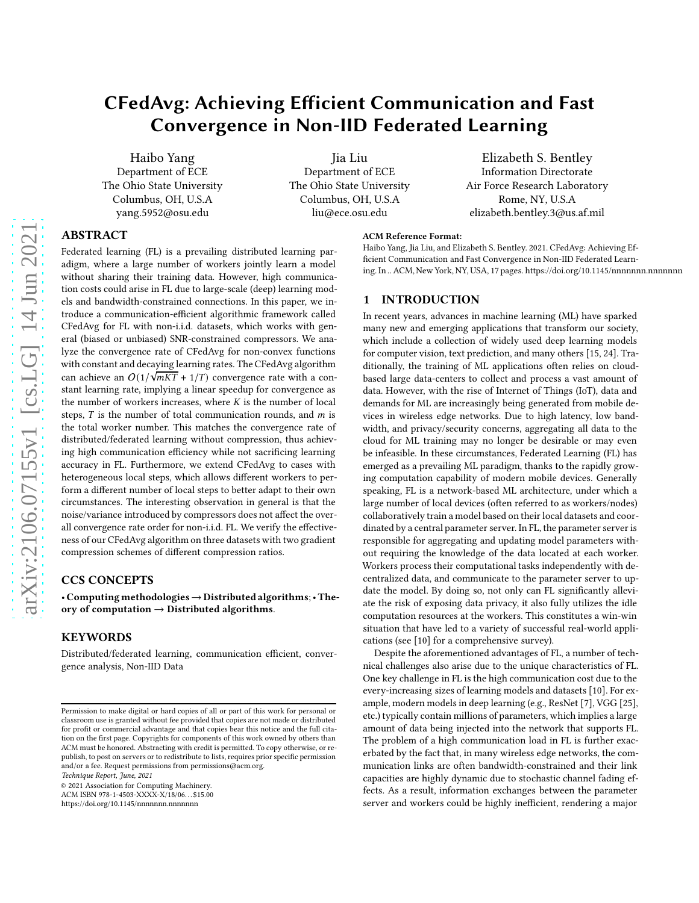# CFedAvg: Achieving Efficient Communication and Fast Convergence in Non-IID Federated Learning

Haibo Yang
Department of ECE
The Ohio State University
Columbus, OH, U.S.A
yang.5952@osu.edu

Jia Liu
Department of ECE
The Ohio State University
Columbus, OH, U.S.A
liu@ece.osu.edu

Elizabeth S. Bentley
Information Directorate
Air Force Research Laboratory
Rome, NY, U.S.A
elizabeth.bentley.3@us.af.mil

## ABSTRACT

Federated learning (FL) is a prevailing distributed learning paradigm, where a large number of workers jointly learn a model without sharing their training data. However, high communication costs could arise in FL due to large-scale (deep) learning models and bandwidth-constrained connections. In this paper, we introduce a communication-efficient algorithmic framework called CFedAvg for FL with non-i.i.d. datasets, which works with general (biased or unbiased) SNR-constrained compressors. We analyze the convergence rate of CFedAvg for non-convex functions with constant and decaying learning rates. The CFedAvg algorithm can achieve an $O(1/\sqrt{mKT} + 1/T)$ convergence rate with a constant learning rate, implying a linear speedup for convergence as the number of workers increases, where $K$ is the number of local steps, $T$ is the number of total communication rounds, and $m$ is the total worker number. This matches the convergence rate of distributed/federated learning without compression, thus achieving high communication efficiency while not sacrificing learning accuracy in FL. Furthermore, we extend CFedAvg to cases with heterogeneous local steps, which allows different workers to perform a different number of local steps to better adapt to their own circumstances. The interesting observation in general is that the noise/variance introduced by compressors does not affect the overall convergence rate order for non-i.i.d. FL. We verify the effectiveness of our CFedAvg algorithm on three datasets with two gradient compression schemes of different compression ratios.

## CCS CONCEPTS

• **Computing methodologies → Distributed algorithms**; • **Theory of computation → Distributed algorithms**.

## KEYWORDS

Distributed/federated learning, communication efficient, convergence analysis, Non-IID Data

**ACM Reference Format:**
Haibo Yang, Jia Liu, and Elizabeth S. Bentley. 2021. CFedAvg: Achieving Efficient Communication and Fast Convergence in Non-IID Federated Learning. In .. ACM, New York, NY, USA, 17 pages. https://doi.org/10.1145/nnnnnnn.nnnnnnn

Permission to make digital or hard copies of all or part of this work for personal or classroom use is granted without fee provided that copies are not made or distributed for profit or commercial advantage and that copies bear this notice and the full citation on the first page. Copyrights for components of this work owned by others than ACM must be honored. Abstracting with credit is permitted. To copy otherwise, or republish, to post on servers or to redistribute to lists, requires prior specific permission and/or a fee. Request permissions from permissions@acm.org.
*Technique Report, June, 2021*
© 2021 Association for Computing Machinery.
ACM ISBN 978-1-4503-XXXX-X/18/06...$15.00
https://doi.org/10.1145/nnnnnnn.nnnnnnn

## 1 INTRODUCTION

In recent years, advances in machine learning (ML) have sparked many new and emerging applications that transform our society, which include a collection of widely used deep learning models for computer vision, text prediction, and many others [15, 24]. Traditionally, the training of ML applications often relies on cloud-based large data-centers to collect and process a vast amount of data. However, with the rise of Internet of Things (IoT), data and demands for ML are increasingly being generated from mobile devices in wireless edge networks. Due to high latency, low bandwidth, and privacy/security concerns, aggregating all data to the cloud for ML training may no longer be desirable or may even be infeasible. In these circumstances, Federated Learning (FL) has emerged as a prevailing ML paradigm, thanks to the rapidly growing computation capability of modern mobile devices. Generally speaking, FL is a network-based ML architecture, under which a large number of local devices (often referred to as workers/nodes) collaboratively train a model based on their local datasets and coordinated by a central parameter server. In FL, the parameter server is responsible for aggregating and updating model parameters without requiring the knowledge of the data located at each worker. Workers process their computational tasks independently with decentralized data, and communicate to the parameter server to update the model. By doing so, not only can FL significantly alleviate the risk of exposing data privacy, it also fully utilizes the idle computation resources at the workers. This constitutes a win-win situation that have led to a variety of successful real-world applications (see [10] for a comprehensive survey).

Despite the aforementioned advantages of FL, a number of technical challenges also arise due to the unique characteristics of FL. One key challenge in FL is the high communication cost due to the every-increasing sizes of learning models and datasets [10]. For example, modern models in deep learning (e.g., ResNet [7], VGG [25], etc.) typically contain millions of parameters, which implies a large amount of data being injected into the network that supports FL. The problem of a high communication load in FL is further exacerbated by the fact that, in many wireless edge networks, the communication links are often bandwidth-constrained and their link capacities are highly dynamic due to stochastic channel fading effects. As a result, information exchanges between the parameter server and workers could be highly inefficient, rendering a major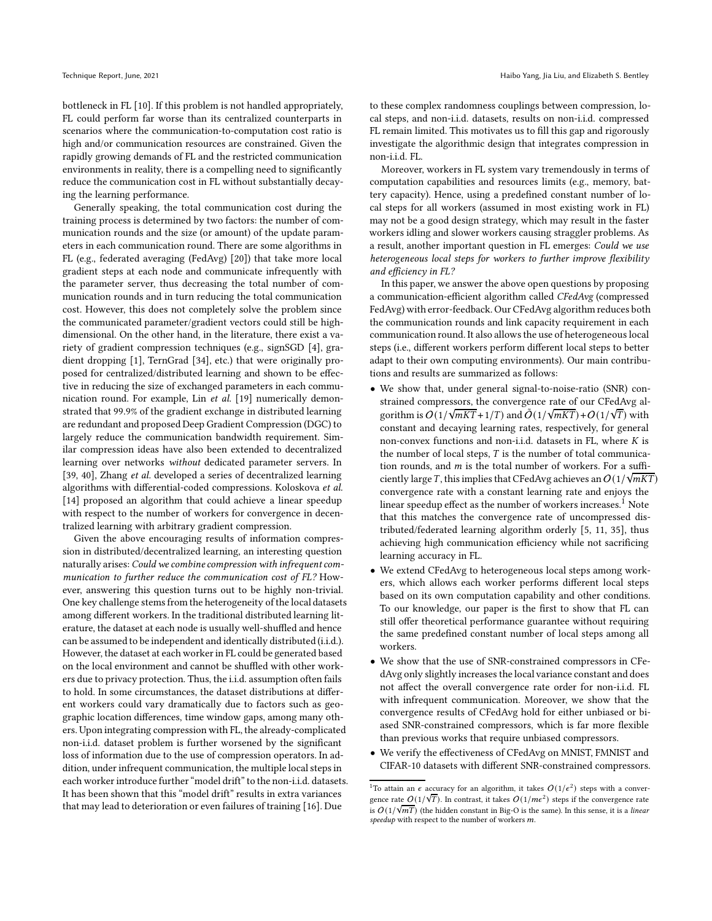bottleneck in FL [10]. If this problem is not handled appropriately, FL could perform far worse than its centralized counterparts in scenarios where the communication-to-computation cost ratio is high and/or communication resources are constrained. Given the rapidly growing demands of FL and the restricted communication environments in reality, there is a compelling need to significantly reduce the communication cost in FL without substantially decaying the learning performance.

Generally speaking, the total communication cost during the training process is determined by two factors: the number of communication rounds and the size (or amount) of the update parameters in each communication round. There are some algorithms in FL (e.g., federated averaging (FedAvg) [20]) that take more local gradient steps at each node and communicate infrequently with the parameter server, thus decreasing the total number of communication rounds and in turn reducing the total communication cost. However, this does not completely solve the problem since the communicated parameter/gradient vectors could still be high-dimensional. On the other hand, in the literature, there exist a variety of gradient compression techniques (e.g., signSGD [4], gradient dropping [1], TernGrad [34], etc.) that were originally proposed for centralized/distributed learning and shown to be effective in reducing the size of exchanged parameters in each communication round. For example, Lin *et al.* [19] numerically demonstrated that 99.9% of the gradient exchange in distributed learning are redundant and proposed Deep Gradient Compression (DGC) to largely reduce the communication bandwidth requirement. Similar compression ideas have also been extended to decentralized learning over networks *without* dedicated parameter servers. In [39, 40], Zhang *et al.* developed a series of decentralized learning algorithms with differential-coded compressions. Koloskova *et al.* [14] proposed an algorithm that could achieve a linear speedup with respect to the number of workers for convergence in decentralized learning with arbitrary gradient compression.

Given the above encouraging results of information compression in distributed/decentralized learning, an interesting question naturally arises: *Could we combine compression with infrequent communication to further reduce the communication cost of FL?* However, answering this question turns out to be highly non-trivial. One key challenge stems from the heterogeneity of the local datasets among different workers. In the traditional distributed learning literature, the dataset at each node is usually well-shuffled and hence can be assumed to be independent and identically distributed (i.i.d.). However, the dataset at each worker in FL could be generated based on the local environment and cannot be shuffled with other workers due to privacy protection. Thus, the i.i.d. assumption often fails to hold. In some circumstances, the dataset distributions at different workers could vary dramatically due to factors such as geographic location differences, time window gaps, among many others. Upon integrating compression with FL, the already-complicated non-i.i.d. dataset problem is further worsened by the significant loss of information due to the use of compression operators. In addition, under infrequent communication, the multiple local steps in each worker introduce further "model drift" to the non-i.i.d. datasets. It has been shown that this "model drift" results in extra variances that may lead to deterioration or even failures of training [16]. Due to these complex randomness couplings between compression, local steps, and non-i.i.d. datasets, results on non-i.i.d. compressed FL remain limited. This motivates us to fill this gap and rigorously investigate the algorithmic design that integrates compression in non-i.i.d. FL.

Moreover, workers in FL system vary tremendously in terms of computation capabilities and resources limits (e.g., memory, battery capacity). Hence, using a predefined constant number of local steps for all workers (assumed in most existing work in FL) may not be a good design strategy, which may result in the faster workers idling and slower workers causing straggler problems. As a result, another important question in FL emerges: *Could we use heterogeneous local steps for workers to further improve flexibility and efficiency in FL?*

In this paper, we answer the above open questions by proposing a communication-efficient algorithm called *CFedAvg* (compressed FedAvg) with error-feedback. Our CFedAvg algorithm reduces both the communication rounds and link capacity requirement in each communication round. It also allows the use of heterogeneous local steps (i.e., different workers perform different local steps to better adapt to their own computing environments). Our main contributions and results are summarized as follows:

- We show that, under general signal-to-noise-ratio (SNR) constrained compressors, the convergence rate of our CFedAvg algorithm is $O(1/\sqrt{mKT}+1/T)$ and $\tilde{O}(1/\sqrt{mKT})+O(1/\sqrt{T})$ with constant and decaying learning rates, respectively, for general non-convex functions and non-i.i.d. datasets in FL, where $K$ is the number of local steps, $T$ is the number of total communication rounds, and $m$ is the total number of workers. For a sufficiently large $T$, this implies that CFedAvg achieves an $O(1/\sqrt{mKT})$ convergence rate with a constant learning rate and enjoys the linear speedup effect as the number of workers increases.[1] Note that this matches the convergence rate of uncompressed distributed/federated learning algorithm orderly [5, 11, 35], thus achieving high communication efficiency while not sacrificing learning accuracy in FL.
- We extend CFedAvg to heterogeneous local steps among workers, which allows each worker performs different local steps based on its own computation capability and other conditions. To our knowledge, our paper is the first to show that FL can still offer theoretical performance guarantee without requiring the same predefined constant number of local steps among all workers.
- We show that the use of SNR-constrained compressors in CFedAvg only slightly increases the local variance constant and does not affect the overall convergence rate order for non-i.i.d. FL with infrequent communication. Moreover, we show that the convergence results of CFedAvg hold for either unbiased or biased SNR-constrained compressors, which is far more flexible than previous works that require unbiased compressors.
- We verify the effectiveness of CFedAvg on MNIST, FMNIST and CIFAR-10 datasets with different SNR-constrained compressors.

[1] To attain an $\epsilon$ accuracy for an algorithm, it takes $O(1/\epsilon^2)$ steps with a convergence rate $O(1/\sqrt{T})$. In contrast, it takes $O(1/m\epsilon^2)$ steps if the convergence rate is $O(1/\sqrt{mT})$ (the hidden constant in Big-O is the same). In this sense, it is a *linear speedup* with respect to the number of workers $m$.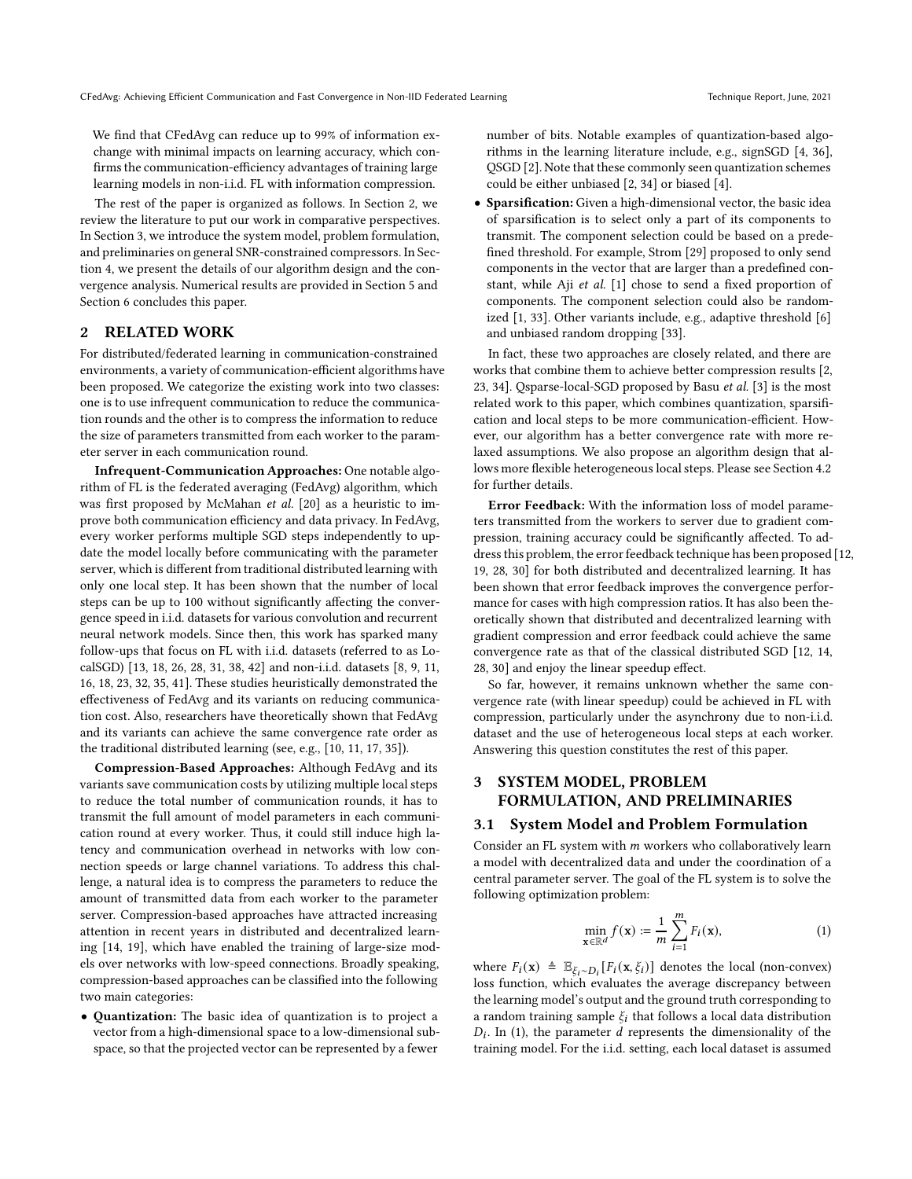We find that CFedAvg can reduce up to 99% of information exchange with minimal impacts on learning accuracy, which confirms the communication-efficiency advantages of training large learning models in non-i.i.d. FL with information compression.

The rest of the paper is organized as follows. In Section 2, we review the literature to put our work in comparative perspectives. In Section 3, we introduce the system model, problem formulation, and preliminaries on general SNR-constrained compressors. In Section 4, we present the details of our algorithm design and the convergence analysis. Numerical results are provided in Section 5 and Section 6 concludes this paper.

## 2 RELATED WORK

For distributed/federated learning in communication-constrained environments, a variety of communication-efficient algorithms have been proposed. We categorize the existing work into two classes: one is to use infrequent communication to reduce the communication rounds and the other is to compress the information to reduce the size of parameters transmitted from each worker to the parameter server in each communication round.

**Infrequent-Communication Approaches:** One notable algorithm of FL is the federated averaging (FedAvg) algorithm, which was first proposed by McMahan *et al.* [20] as a heuristic to improve both communication efficiency and data privacy. In FedAvg, every worker performs multiple SGD steps independently to update the model locally before communicating with the parameter server, which is different from traditional distributed learning with only one local step. It has been shown that the number of local steps can be up to 100 without significantly affecting the convergence speed in i.i.d. datasets for various convolution and recurrent neural network models. Since then, this work has sparked many follow-ups that focus on FL with i.i.d. datasets (referred to as LocalSGD) [13, 18, 26, 28, 31, 38, 42] and non-i.i.d. datasets [8, 9, 11, 16, 18, 23, 32, 35, 41]. These studies heuristically demonstrated the effectiveness of FedAvg and its variants on reducing communication cost. Also, researchers have theoretically shown that FedAvg and its variants can achieve the same convergence rate order as the traditional distributed learning (see, e.g., [10, 11, 17, 35]).

**Compression-Based Approaches:** Although FedAvg and its variants save communication costs by utilizing multiple local steps to reduce the total number of communication rounds, it has to transmit the full amount of model parameters in each communication round at every worker. Thus, it could still induce high latency and communication overhead in networks with low connection speeds or large channel variations. To address this challenge, a natural idea is to compress the parameters to reduce the amount of transmitted data from each worker to the parameter server. Compression-based approaches have attracted increasing attention in recent years in distributed and decentralized learning [14, 19], which have enabled the training of large-size models over networks with low-speed connections. Broadly speaking, compression-based approaches can be classified into the following two main categories:

- **Quantization:** The basic idea of quantization is to project a vector from a high-dimensional space to a low-dimensional subspace, so that the projected vector can be represented by a fewer number of bits. Notable examples of quantization-based algorithms in the learning literature include, e.g., signSGD [4, 36], QSGD [2]. Note that these commonly seen quantization schemes could be either unbiased [2, 34] or biased [4].
- **Sparsification:** Given a high-dimensional vector, the basic idea of sparsification is to select only a part of its components to transmit. The component selection could be based on a predefined threshold. For example, Strom [29] proposed to only send components in the vector that are larger than a predefined constant, while Aji *et al.* [1] chose to send a fixed proportion of components. The component selection could also be randomized [1, 33]. Other variants include, e.g., adaptive threshold [6] and unbiased random dropping [33].

In fact, these two approaches are closely related, and there are works that combine them to achieve better compression results [2, 23, 34]. Qsparse-local-SGD proposed by Basu *et al.* [3] is the most related work to this paper, which combines quantization, sparsification and local steps to be more communication-efficient. However, our algorithm has a better convergence rate with more relaxed assumptions. We also propose an algorithm design that allows more flexible heterogeneous local steps. Please see Section 4.2 for further details.

**Error Feedback:** With the information loss of model parameters transmitted from the workers to server due to gradient compression, training accuracy could be significantly affected. To address this problem, the error feedback technique has been proposed [12, 19, 28, 30] for both distributed and decentralized learning. It has been shown that error feedback improves the convergence performance for cases with high compression ratios. It has also been theoretically shown that distributed and decentralized learning with gradient compression and error feedback could achieve the same convergence rate as that of the classical distributed SGD [12, 14, 28, 30] and enjoy the linear speedup effect.

So far, however, it remains unknown whether the same convergence rate (with linear speedup) could be achieved in FL with compression, particularly under the asynchrony due to non-i.i.d. dataset and the use of heterogeneous local steps at each worker. Answering this question constitutes the rest of this paper.

## 3 SYSTEM MODEL, PROBLEM FORMULATION, AND PRELIMINARIES

### 3.1 System Model and Problem Formulation

Consider an FL system with $m$ workers who collaboratively learn a model with decentralized data and under the coordination of a central parameter server. The goal of the FL system is to solve the following optimization problem:

$$\min_{\mathbf{x} \in \mathbb{R}^d} f(\mathbf{x}) := \frac{1}{m} \sum_{i=1}^{m} F_i(\mathbf{x}), \tag{1}$$

where $F_i(\mathbf{x}) \triangleq \mathbb{E}_{\xi_i \sim D_i}[F_i(\mathbf{x}, \xi_i)]$ denotes the local (non-convex) loss function, which evaluates the average discrepancy between the learning model's output and the ground truth corresponding to a random training sample $\xi_i$ that follows a local data distribution $D_i$. In (1), the parameter $d$ represents the dimensionality of the training model. For the i.i.d. setting, each local dataset is assumed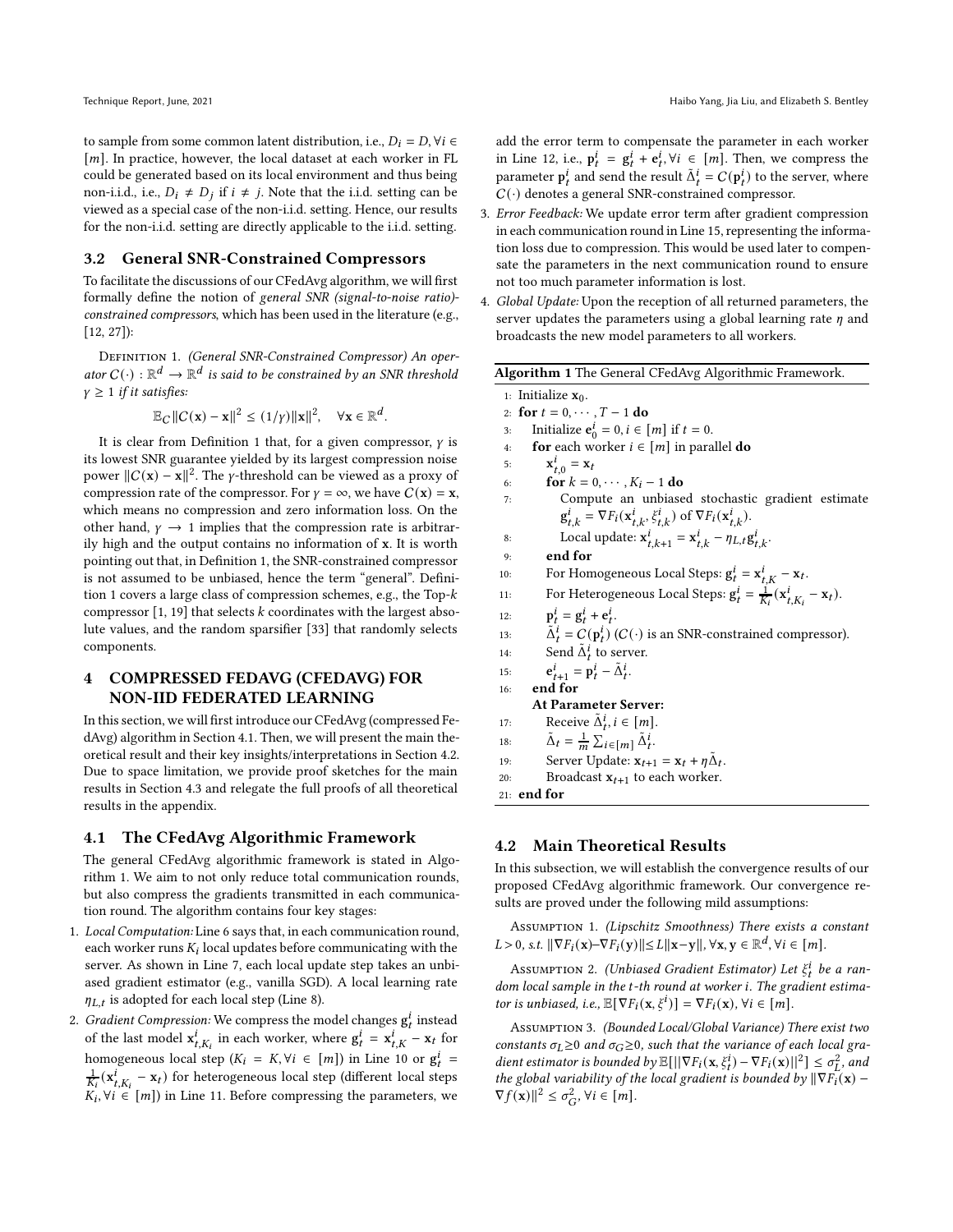to sample from some common latent distribution, i.e., $D_i = D, \forall i \in [m]$. In practice, however, the local dataset at each worker in FL could be generated based on its local environment and thus being non-i.i.d., i.e., $D_i \neq D_j$ if $i \neq j$. Note that the i.i.d. setting can be viewed as a special case of the non-i.i.d. setting. Hence, our results for the non-i.i.d. setting are directly applicable to the i.i.d. setting.

## 3.2 General SNR-Constrained Compressors

To facilitate the discussions of our CFedAvg algorithm, we will first formally define the notion of *general SNR (signal-to-noise ratio)-constrained compressors*, which has been used in the literature (e.g., [12, 27]):

Definition 1. *(General SNR-Constrained Compressor) An operator $C(\cdot) : \mathbb{R}^d \to \mathbb{R}^d$ is said to be constrained by an SNR threshold $\gamma \geq 1$ if it satisfies:*

$$\mathbb{E}_C \|C(\mathbf{x}) - \mathbf{x}\|^2 \leq (1/\gamma)\|\mathbf{x}\|^2, \quad \forall \mathbf{x} \in \mathbb{R}^d.$$

It is clear from Definition 1 that, for a given compressor, $\gamma$ is its lowest SNR guarantee yielded by its largest compression noise power $\|C(\mathbf{x}) - \mathbf{x}\|^2$. The $\gamma$-threshold can be viewed as a proxy of compression rate of the compressor. For $\gamma = \infty$, we have $C(\mathbf{x}) = \mathbf{x}$, which means no compression and zero information loss. On the other hand, $\gamma \to 1$ implies that the compression rate is arbitrarily high and the output contains no information of $\mathbf{x}$. It is worth pointing out that, in Definition 1, the SNR-constrained compressor is not assumed to be unbiased, hence the term "general". Definition 1 covers a large class of compression schemes, e.g., the Top-$k$ compressor [1, 19] that selects $k$ coordinates with the largest absolute values, and the random sparsifier [33] that randomly selects components.

# 4 COMPRESSED FEDAVG (CFEDAVG) FOR NON-IID FEDERATED LEARNING

In this section, we will first introduce our CFedAvg (compressed FedAvg) algorithm in Section 4.1. Then, we will present the main theoretical result and their key insights/interpretations in Section 4.2. Due to space limitation, we provide proof sketches for the main results in Section 4.3 and relegate the full proofs of all theoretical results in the appendix.

## 4.1 The CFedAvg Algorithmic Framework

The general CFedAvg algorithmic framework is stated in Algorithm 1. We aim to not only reduce total communication rounds, but also compress the gradients transmitted in each communication round. The algorithm contains four key stages:

1. *Local Computation:* Line 6 says that, in each communication round, each worker runs $K_i$ local updates before communicating with the server. As shown in Line 7, each local update step takes an unbiased gradient estimator (e.g., vanilla SGD). A local learning rate $\eta_{L,t}$ is adopted for each local step (Line 8).
2. *Gradient Compression:* We compress the model changes $\mathbf{g}_t^i$ instead of the last model $\mathbf{x}_{t,K_i}^i$ in each worker, where $\mathbf{g}_t^i = \mathbf{x}_{t,K}^i - \mathbf{x}_t$ for homogeneous local step ($K_i = K, \forall i \in [m]$) in Line 10 or $\mathbf{g}_t^i = \frac{1}{K_i}(\mathbf{x}_{t,K_i}^i - \mathbf{x}_t)$ for heterogeneous local step (different local steps $K_i, \forall i \in [m]$) in Line 11. Before compressing the parameters, we add the error term to compensate the parameter in each worker in Line 12, i.e., $\mathbf{p}_t^i = \mathbf{g}_t^i + \mathbf{e}_t^i, \forall i \in [m]$. Then, we compress the parameter $\mathbf{p}_t^i$ and send the result $\tilde{\Delta}_t^i = C(\mathbf{p}_t^i)$ to the server, where $C(\cdot)$ denotes a general SNR-constrained compressor.
3. *Error Feedback:* We update error term after gradient compression in each communication round in Line 15, representing the information loss due to compression. This would be used later to compensate the parameters in the next communication round to ensure not too much parameter information is lost.
4. *Global Update:* Upon the reception of all returned parameters, the server updates the parameters using a global learning rate $\eta$ and broadcasts the new model parameters to all workers.

**Algorithm 1** The General CFedAvg Algorithmic Framework.

```
1:  Initialize x_0.
2:  for t = 0, ..., T-1 do
3:      Initialize e^i_0 = 0, i ∈ [m] if t = 0.
4:      for each worker i ∈ [m] in parallel do
5:          x^i_{t,0} = x_t
6:          for k = 0, ..., K_i - 1 do
7:              Compute an unbiased stochastic gradient estimate
                g^i_{t,k} = ∇F_i(x^i_{t,k}, ξ^i_{t,k}) of ∇F_i(x^i_{t,k}).
8:              Local update: x^i_{t,k+1} = x^i_{t,k} - η_{L,t} g^i_{t,k}.
9:          end for
10:         For Homogeneous Local Steps: g^i_t = x^i_{t,K} - x_t.
11:         For Heterogeneous Local Steps: g^i_t = (1/K_i)(x^i_{t,K_i} - x_t).
12:         p^i_t = g^i_t + e^i_t.
13:         Δ̃^i_t = C(p^i_t) (C(·) is an SNR-constrained compressor).
14:         Send Δ̃^i_t to server.
15:         e^i_{t+1} = p^i_t - Δ̃^i_t.
16:     end for
        At Parameter Server:
17:         Receive Δ̃^i_t, i ∈ [m].
18:         Δ̃_t = (1/m) Σ_{i∈[m]} Δ̃^i_t.
19:         Server Update: x_{t+1} = x_t + η Δ̃_t.
20:         Broadcast x_{t+1} to each worker.
21: end for
```

## 4.2 Main Theoretical Results

In this subsection, we will establish the convergence results of our proposed CFedAvg algorithmic framework. Our convergence results are proved under the following mild assumptions:

Assumption 1. *(Lipschitz Smoothness) There exists a constant $L > 0$, s.t. $\|\nabla F_i(\mathbf{x}) - \nabla F_i(\mathbf{y})\| \leq L\|\mathbf{x} - \mathbf{y}\|, \forall \mathbf{x}, \mathbf{y} \in \mathbb{R}^d, \forall i \in [m]$.*

Assumption 2. *(Unbiased Gradient Estimator) Let $\xi_t^i$ be a random local sample in the $t$-th round at worker $i$. The gradient estimator is unbiased, i.e., $\mathbb{E}[\nabla F_i(\mathbf{x}, \xi^i)] = \nabla F_i(\mathbf{x}), \forall i \in [m]$.*

Assumption 3. *(Bounded Local/Global Variance) There exist two constants $\sigma_L \geq 0$ and $\sigma_G \geq 0$, such that the variance of each local gradient estimator is bounded by $\mathbb{E}[\|\nabla F_i(\mathbf{x}, \xi_t^i) - \nabla F_i(\mathbf{x})\|^2] \leq \sigma_L^2$, and the global variability of the local gradient is bounded by $\|\nabla F_i(\mathbf{x}) - \nabla f(\mathbf{x})\|^2 \leq \sigma_G^2, \forall i \in [m]$.*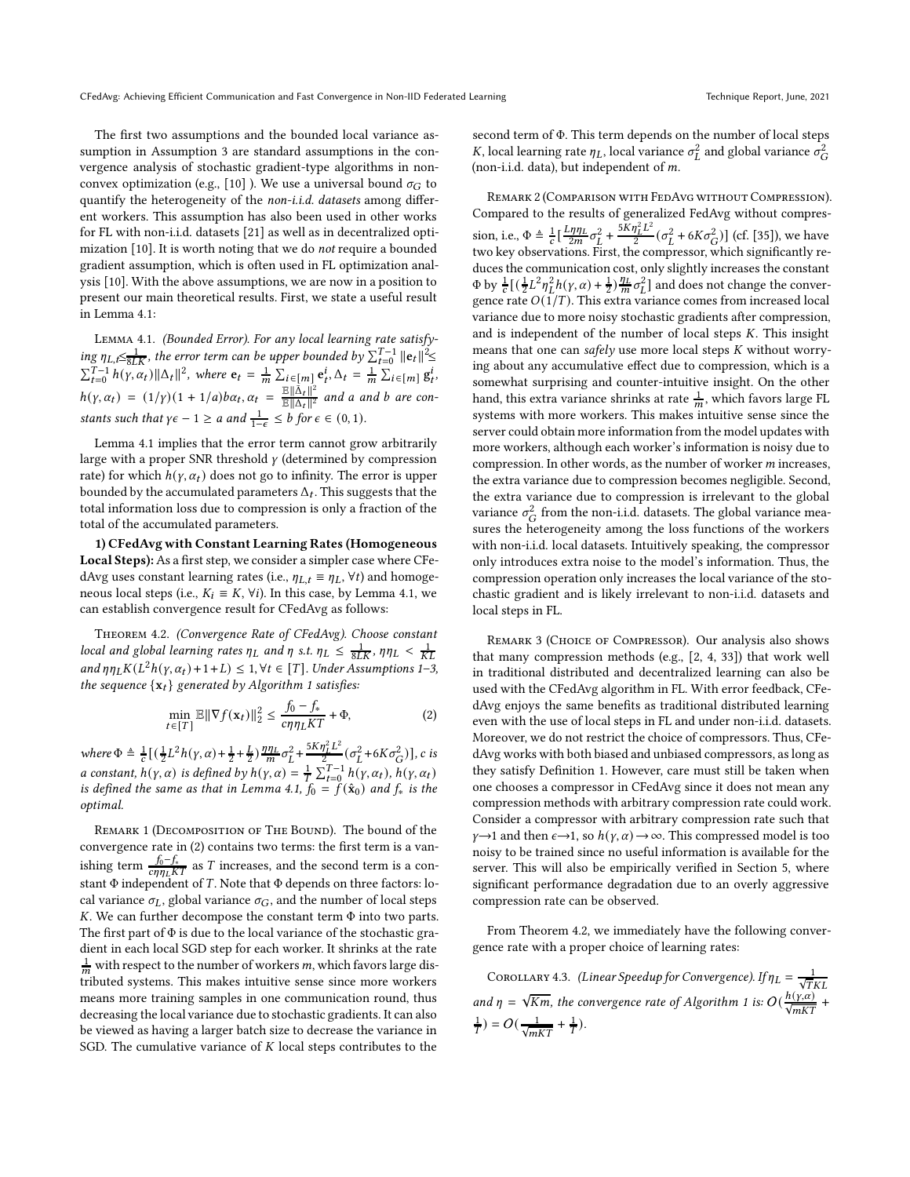The first two assumptions and the bounded local variance assumption in Assumption 3 are standard assumptions in the convergence analysis of stochastic gradient-type algorithms in non-convex optimization (e.g., [10] ). We use a universal bound $\sigma_G$ to quantify the heterogeneity of the *non-i.i.d. datasets* among different workers. This assumption has also been used in other works for FL with non-i.i.d. datasets [21] as well as in decentralized optimization [10]. It is worth noting that we do *not* require a bounded gradient assumption, which is often used in FL optimization analysis [10]. With the above assumptions, we are now in a position to present our main theoretical results. First, we state a useful result in Lemma 4.1:

Lemma 4.1. *(Bounded Error). For any local learning rate satisfying $\eta_{L,t} \leq \frac{1}{8LK}$, the error term can be upper bounded by $\sum_{t=0}^{T-1} \|\mathbf{e}_t\|^2 \leq \sum_{t=0}^{T-1} h(\gamma, \alpha_t)\|\Delta_t\|^2$, where $\mathbf{e}_t = \frac{1}{m}\sum_{i \in [m]} \mathbf{e}_t^i, \Delta_t = \frac{1}{m}\sum_{i \in [m]} \mathbf{g}_t^i$, $h(\gamma, \alpha_t) = (1/\gamma)(1 + 1/a)b\alpha_t, \alpha_t = \frac{\mathbb{E}\|\bar{\Delta}_t\|^2}{\mathbb{E}\|\Delta_t\|^2}$ and $a$ and $b$ are constants such that $\gamma\epsilon - 1 \geq a$ and $\frac{1}{1-\epsilon} \leq b$ for $\epsilon \in (0, 1)$.*

Lemma 4.1 implies that the error term cannot grow arbitrarily large with a proper SNR threshold $\gamma$ (determined by compression rate) for which $h(\gamma, \alpha_t)$ does not go to infinity. The error is upper bounded by the accumulated parameters $\Delta_t$. This suggests that the total information loss due to compression is only a fraction of the total of the accumulated parameters.

**1) CFedAvg with Constant Learning Rates (Homogeneous Local Steps):** As a first step, we consider a simpler case where CFedAvg uses constant learning rates (i.e., $\eta_{L,t} \equiv \eta_L, \forall t$) and homogeneous local steps (i.e., $K_i \equiv K, \forall i$). In this case, by Lemma 4.1, we can establish convergence result for CFedAvg as follows:

Theorem 4.2. *(Convergence Rate of CFedAvg). Choose constant local and global learning rates $\eta_L$ and $\eta$ s.t. $\eta_L \leq \frac{1}{8LK}$, $\eta\eta_L < \frac{1}{KL}$ and $\eta\eta_L K(L^2 h(\gamma, \alpha_t) + 1 + L) \leq 1, \forall t \in [T]$. Under Assumptions 1–3, the sequence $\{\mathbf{x}_t\}$ generated by Algorithm 1 satisfies:*

$$\min_{t \in [T]} \mathbb{E}\|\nabla f(\mathbf{x}_t)\|_2^2 \leq \frac{f_0 - f_*}{c\eta\eta_L KT} + \Phi, \tag{2}$$

*where $\Phi \triangleq \frac{1}{c}[(\frac{1}{2}L^2 h(\gamma, \alpha) + \frac{1}{2} + \frac{L}{2})\frac{\eta\eta_L}{m}\sigma_L^2 + \frac{5K\eta_L^2 L^2}{2}(\sigma_L^2 + 6K\sigma_G^2)]$, $c$ is a constant, $h(\gamma, \alpha)$ is defined by $h(\gamma, \alpha) = \frac{1}{T}\sum_{t=0}^{T-1} h(\gamma, \alpha_t)$, $h(\gamma, \alpha_t)$ is defined the same as that in Lemma 4.1, $f_0 = f(\hat{\mathbf{x}}_0)$ and $f_*$ is the optimal.*

Remark 1 (Decomposition of The Bound). The bound of the convergence rate in (2) contains two terms: the first term is a vanishing term $\frac{f_0 - f_*}{c\eta\eta_L KT}$ as $T$ increases, and the second term is a constant $\Phi$ independent of $T$. Note that $\Phi$ depends on three factors: local variance $\sigma_L$, global variance $\sigma_G$, and the number of local steps $K$. We can further decompose the constant term $\Phi$ into two parts. The first part of $\Phi$ is due to the local variance of the stochastic gradient in each local SGD step for each worker. It shrinks at the rate $\frac{1}{m}$ with respect to the number of workers $m$, which favors large distributed systems. This makes intuitive sense since more workers means more training samples in one communication round, thus decreasing the local variance due to stochastic gradients. It can also be viewed as having a larger batch size to decrease the variance in SGD. The cumulative variance of $K$ local steps contributes to the second term of $\Phi$. This term depends on the number of local steps $K$, local learning rate $\eta_L$, local variance $\sigma_L^2$ and global variance $\sigma_G^2$ (non-i.i.d. data), but independent of $m$.

Remark 2 (Comparison with FedAvg without Compression). Compared to the results of generalized FedAvg without compression, i.e., $\Phi \triangleq \frac{1}{c}[\frac{L\eta\eta_L}{2m}\sigma_L^2 + \frac{5K\eta_L^2 L^2}{2}(\sigma_L^2 + 6K\sigma_G^2)]$ (cf. [35]), we have two key observations. First, the compressor, which significantly reduces the communication cost, only slightly increases the constant $\Phi$ by $\frac{1}{c}[(\frac{1}{2}L^2\eta_L^2 h(\gamma, \alpha) + \frac{1}{2})\frac{\eta_L}{m}\sigma_L^2]$ and does not change the convergence rate $O(1/T)$. This extra variance comes from increased local variance due to more noisy stochastic gradients after compression, and is independent of the number of local steps $K$. This insight means that one can *safely* use more local steps $K$ without worrying about any accumulative effect due to compression, which is a somewhat surprising and counter-intuitive insight. On the other hand, this extra variance shrinks at rate $\frac{1}{m}$, which favors large FL systems with more workers. This makes intuitive sense since the server could obtain more information from the model updates with more workers, although each worker's information is noisy due to compression. In other words, as the number of worker $m$ increases, the extra variance due to compression becomes negligible. Second, the extra variance due to compression is irrelevant to the global variance $\sigma_G^2$ from the non-i.i.d. datasets. The global variance measures the heterogeneity among the loss functions of the workers with non-i.i.d. local datasets. Intuitively speaking, the compressor only introduces extra noise to the model's information. Thus, the compression operation only increases the local variance of the stochastic gradient and is likely irrelevant to non-i.i.d. datasets and local steps in FL.

Remark 3 (Choice of Compressor). Our analysis also shows that many compression methods (e.g., [2, 4, 33]) that work well in traditional distributed and decentralized learning can also be used with the CFedAvg algorithm in FL. With error feedback, CFedAvg enjoys the same benefits as traditional distributed learning even with the use of local steps in FL and under non-i.i.d. datasets. Moreover, we do not restrict the choice of compressors. Thus, CFedAvg works with both biased and unbiased compressors, as long as they satisfy Definition 1. However, care must still be taken when one chooses a compressor in CFedAvg since it does not mean any compression methods with arbitrary compression rate could work. Consider a compressor with arbitrary compression rate such that $\gamma \to 1$ and then $\epsilon \to 1$, so $h(\gamma, \alpha) \to \infty$. This compressed model is too noisy to be trained since no useful information is available for the server. This will also be empirically verified in Section 5, where significant performance degradation due to an overly aggressive compression rate can be observed.

From Theorem 4.2, we immediately have the following convergence rate with a proper choice of learning rates:

Corollary 4.3. *(Linear Speedup for Convergence). If $\eta_L = \frac{1}{\sqrt{T}KL}$ and $\eta = \sqrt{Km}$, the convergence rate of Algorithm 1 is: $O(\frac{h(\gamma, \alpha)}{\sqrt{mKT}} + \frac{1}{T}) = O(\frac{1}{\sqrt{mKT}} + \frac{1}{T})$.*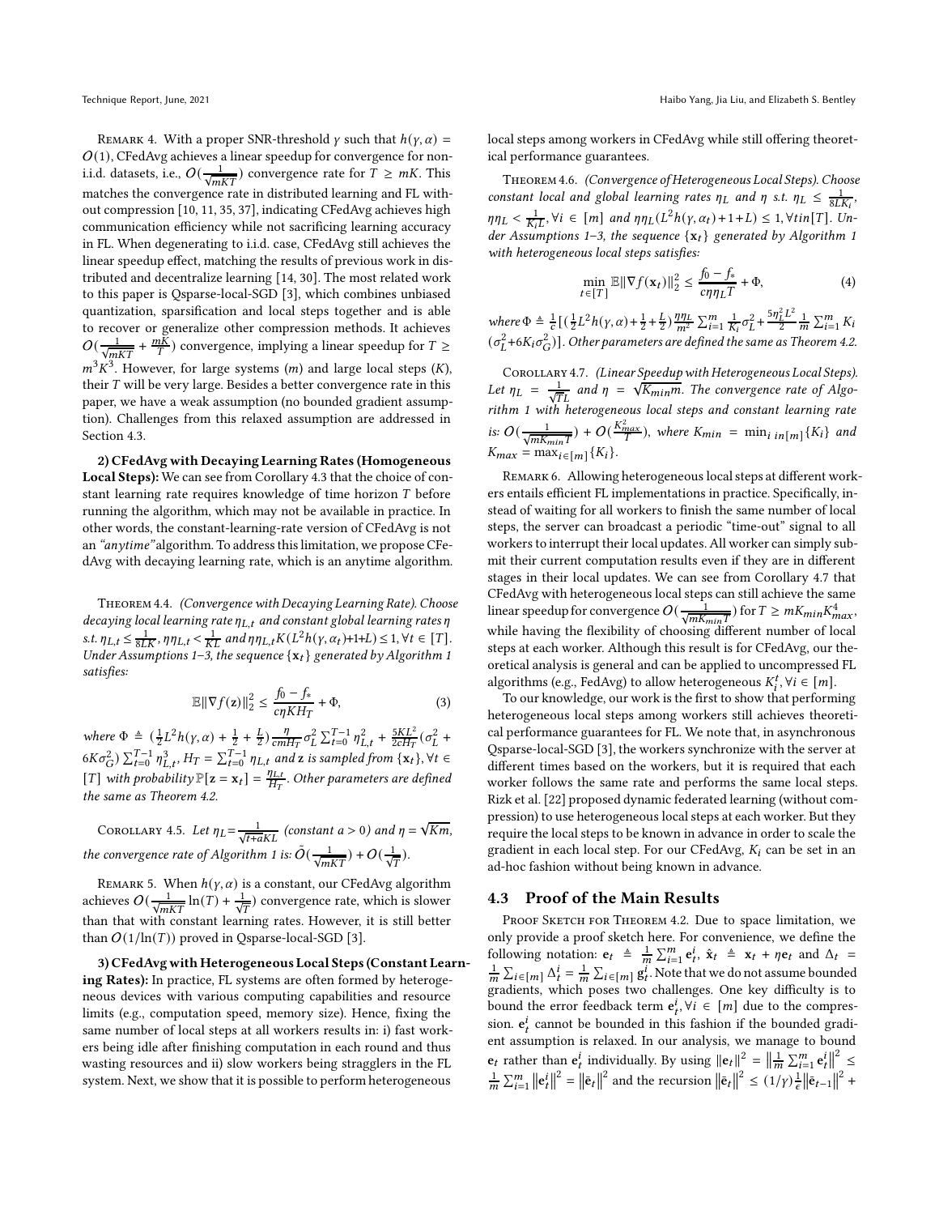Remark 4. With a proper SNR-threshold $\gamma$ such that $h(\gamma, \alpha) = O(1)$, CFedAvg achieves a linear speedup for convergence for non-i.i.d. datasets, i.e., $O(\frac{1}{\sqrt{mKT}})$ convergence rate for $T \geq mK$. This matches the convergence rate in distributed learning and FL without compression [10, 11, 35, 37], indicating CFedAvg achieves high communication efficiency while not sacrificing learning accuracy in FL. When degenerating to i.i.d. case, CFedAvg still achieves the linear speedup effect, matching the results of previous work in distributed and decentralize learning [14, 30]. The most related work to this paper is Qsparse-local-SGD [3], which combines unbiased quantization, sparsification and local steps together and is able to recover or generalize other compression methods. It achieves $O(\frac{1}{\sqrt{mKT}} + \frac{mK}{T})$ convergence, implying a linear speedup for $T \geq m^3 K^3$. However, for large systems ($m$) and large local steps ($K$), their $T$ will be very large. Besides a better convergence rate in this paper, we have a weak assumption (no bounded gradient assumption). Challenges from this relaxed assumption are addressed in Section 4.3.

**2) CFedAvg with Decaying Learning Rates (Homogeneous Local Steps):** We can see from Corollary 4.3 that the choice of constant learning rate requires knowledge of time horizon $T$ before running the algorithm, which may not be available in practice. In other words, the constant-learning-rate version of CFedAvg is not an *"anytime"* algorithm. To address this limitation, we propose CFedAvg with decaying learning rate, which is an anytime algorithm.

Theorem 4.4. *(Convergence with Decaying Learning Rate). Choose decaying local learning rate $\eta_{L,t}$ and constant global learning rates $\eta$ s.t. $\eta_{L,t} \leq \frac{1}{8LK}$, $\eta\eta_{L,t} < \frac{1}{KL}$ and $\eta\eta_{L,t}K(L^2 h(\gamma, \alpha_t)+1+L) \leq 1, \forall t \in [T]$. Under Assumptions 1–3, the sequence $\{\mathbf{x}_t\}$ generated by Algorithm 1 satisfies:*

$$\mathbb{E}\|\nabla f(\mathbf{z})\|_2^2 \leq \frac{f_0 - f_*}{c\eta K H_T} + \Phi, \tag{3}$$

*where $\Phi \triangleq (\frac{1}{2}L^2 h(\gamma, \alpha) + \frac{1}{2} + \frac{L}{2})\frac{\eta}{cmH_T}\sigma_L^2 \sum_{t=0}^{T-1}\eta_{L,t}^2 + \frac{5KL^2}{2cH_T}(\sigma_L^2 + 6K\sigma_G^2)\sum_{t=0}^{T-1}\eta_{L,t}^3$, $H_T = \sum_{t=0}^{T-1}\eta_{L,t}$ and $\mathbf{z}$ is sampled from $\{\mathbf{x}_t\}, \forall t \in [T]$ with probability $\mathbb{P}[\mathbf{z} = \mathbf{x}_t] = \frac{\eta_{L,t}}{H_T}$. Other parameters are defined the same as Theorem 4.2.*

Corollary 4.5. *Let $\eta_L = \frac{1}{\sqrt{t+a}KL}$ (constant $a > 0$) and $\eta = \sqrt{Km}$, the convergence rate of Algorithm 1 is: $\tilde{O}(\frac{1}{\sqrt{mKT}}) + O(\frac{1}{\sqrt{T}})$.*

Remark 5. When $h(\gamma, \alpha)$ is a constant, our CFedAvg algorithm achieves $O(\frac{1}{\sqrt{mKT}}\ln(T) + \frac{1}{\sqrt{T}})$ convergence rate, which is slower than that with constant learning rates. However, it is still better than $O(1/\ln(T))$ proved in Qsparse-local-SGD [3].

**3) CFedAvg with Heterogeneous Local Steps (Constant Learning Rates):** In practice, FL systems are often formed by heterogeneous devices with various computing capabilities and resource limits (e.g., computation speed, memory size). Hence, fixing the same number of local steps at all workers results in: i) fast workers being idle after finishing computation in each round and thus wasting resources and ii) slow workers being stragglers in the FL system. Next, we show that it is possible to perform heterogeneous local steps among workers in CFedAvg while still offering theoretical performance guarantees.

Theorem 4.6. *(Convergence of Heterogeneous Local Steps). Choose constant local and global learning rates $\eta_L$ and $\eta$ s.t. $\eta_L \leq \frac{1}{8LK_i}$, $\eta\eta_L < \frac{1}{K_i L}, \forall i \in [m]$ and $\eta\eta_L(L^2 h(\gamma, \alpha_t) + 1 + L) \leq 1, \forall tin[T]$. Under Assumptions 1–3, the sequence $\{\mathbf{x}_t\}$ generated by Algorithm 1 with heterogeneous local steps satisfies:*

$$\min_{t \in [T]} \mathbb{E}\|\nabla f(\mathbf{x}_t)\|_2^2 \leq \frac{f_0 - f_*}{c\eta\eta_L T} + \Phi, \tag{4}$$

*where $\Phi \triangleq \frac{1}{c}[(\frac{1}{2}L^2 h(\gamma, \alpha) + \frac{1}{2} + \frac{L}{2})\frac{\eta\eta_L}{m^2}\sum_{i=1}^m \frac{1}{K_i}\sigma_L^2 + \frac{5\eta_L^2 L^2}{2}\frac{1}{m}\sum_{i=1}^m K_i (\sigma_L^2 + 6K_i\sigma_G^2)]$. Other parameters are defined the same as Theorem 4.2.*

Corollary 4.7. *(Linear Speedup with Heterogeneous Local Steps). Let $\eta_L = \frac{1}{\sqrt{T}L}$ and $\eta = \sqrt{K_{min}m}$. The convergence rate of Algorithm 1 with heterogeneous local steps and constant learning rate is: $O(\frac{1}{\sqrt{mK_{min}T}}) + O(\frac{K_{max}^2}{T})$, where $K_{min} = \min_{i\ in[m]}\{K_i\}$ and $K_{max} = \max_{i \in [m]}\{K_i\}$.*

Remark 6. Allowing heterogeneous local steps at different workers entails efficient FL implementations in practice. Specifically, instead of waiting for all workers to finish the same number of local steps, the server can broadcast a periodic "time-out" signal to all workers to interrupt their local updates. All worker can simply submit their current computation results even if they are in different stages in their local updates. We can see from Corollary 4.7 that CFedAvg with heterogeneous local steps can still achieve the same linear speedup for convergence $O(\frac{1}{\sqrt{mK_{min}T}})$ for $T \geq mK_{min}K_{max}^4$, while having the flexibility of choosing different number of local steps at each worker. Although this result is for CFedAvg, our theoretical analysis is general and can be applied to uncompressed FL algorithms (e.g., FedAvg) to allow heterogeneous $K_i^t, \forall i \in [m]$.

To our knowledge, our work is the first to show that performing heterogeneous local steps among workers still achieves theoretical performance guarantees for FL. We note that, in asynchronous Qsparse-local-SGD [3], the workers synchronize with the server at different times based on the workers, but it is required that each worker follows the same rate and performs the same local steps. Rizk et al. [22] proposed dynamic federated learning (without compression) to use heterogeneous local steps at each worker. But they require the local steps to be known in advance in order to scale the gradient in each local step. For our CFedAvg, $K_i$ can be set in an ad-hoc fashion without being known in advance.

## 4.3 Proof of the Main Results

Proof Sketch for Theorem 4.2. Due to space limitation, we only provide a proof sketch here. For convenience, we define the following notation: $\mathbf{e}_t \triangleq \frac{1}{m}\sum_{i=1}^m \mathbf{e}_t^i$, $\hat{\mathbf{x}}_t \triangleq \mathbf{x}_t + \eta\mathbf{e}_t$ and $\Delta_t = \frac{1}{m}\sum_{i \in [m]}\Delta_t^i = \frac{1}{m}\sum_{i \in [m]}\mathbf{g}_t^i$. Note that we do not assume bounded gradients, which poses two challenges. One key difficulty is to bound the error feedback term $\mathbf{e}_t^i, \forall i \in [m]$ due to the compression. $\mathbf{e}_t^i$ cannot be bounded in this fashion if the bounded gradient assumption is relaxed. In our analysis, we manage to bound $\mathbf{e}_t$ rather than $\mathbf{e}_t^i$ individually. By using $\|\mathbf{e}_t\|^2 = \left\|\frac{1}{m}\sum_{i=1}^m \mathbf{e}_t^i\right\|^2 \leq \frac{1}{m}\sum_{i=1}^m \left\|\mathbf{e}_t^i\right\|^2 = \left\|\bar{\mathbf{e}}_t\right\|^2$ and the recursion $\left\|\bar{\mathbf{e}}_t\right\|^2 \leq (1/\gamma)\frac{1}{\epsilon}\left\|\bar{\mathbf{e}}_{t-1}\right\|^2 +$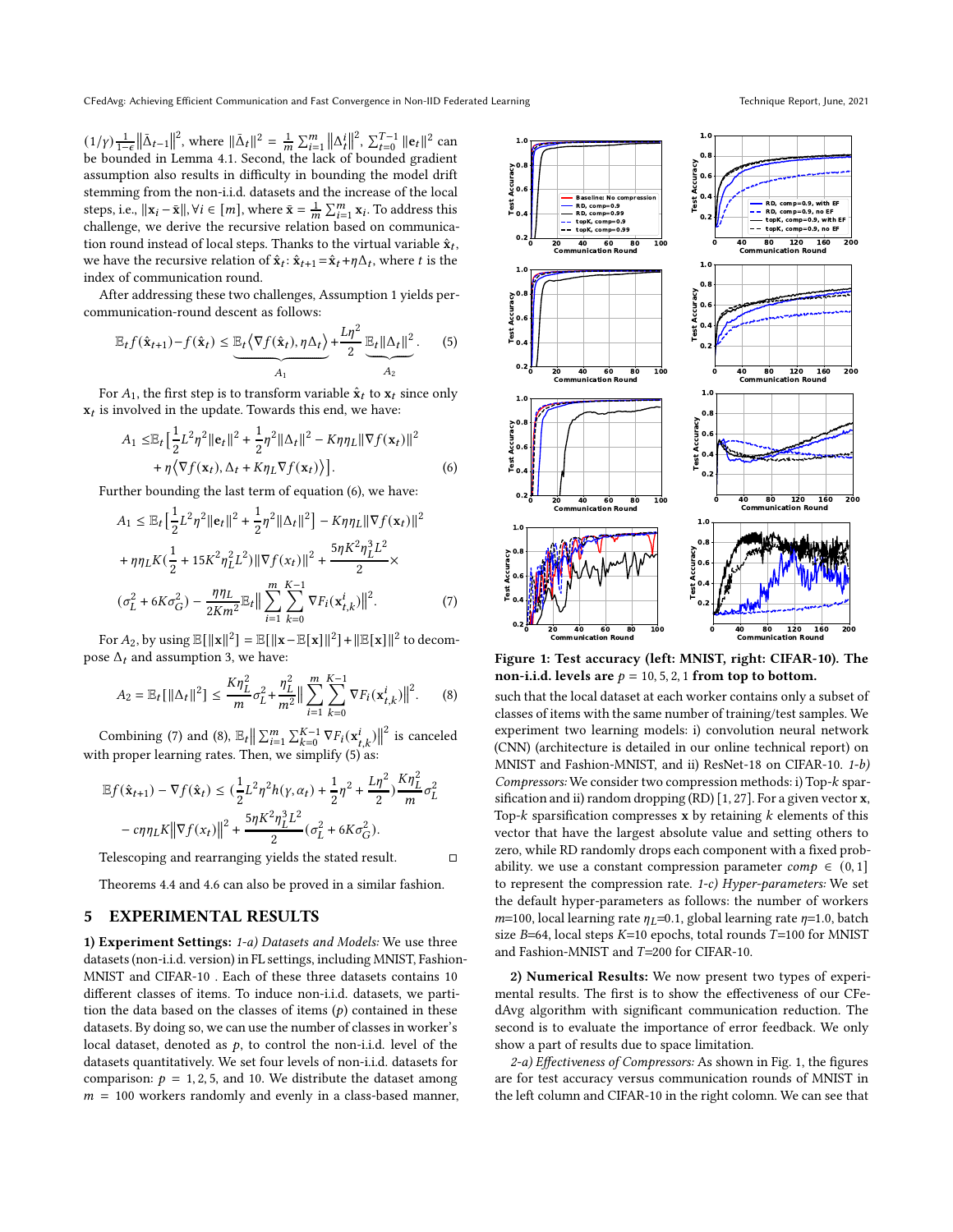$(1/\gamma)\frac{1}{1-\epsilon}\left\|\bar{\Delta}_{t-1}\right\|^2$, where $\|\bar{\Delta}_t\|^2 = \frac{1}{m}\sum_{i=1}^{m}\left\|\Delta_t^i\right\|^2$, $\sum_{t=0}^{T-1}\|\mathbf{e}_t\|^2$ can be bounded in Lemma 4.1. Second, the lack of bounded gradient assumption also results in difficulty in bounding the model drift stemming from the non-i.i.d. datasets and the increase of the local steps, i.e., $\|\mathbf{x}_i - \bar{\mathbf{x}}\|, \forall i \in [m]$, where $\bar{\mathbf{x}} = \frac{1}{m}\sum_{i=1}^{m}\mathbf{x}_i$. To address this challenge, we derive the recursive relation based on communication round instead of local steps. Thanks to the virtual variable $\hat{\mathbf{x}}_t$, we have the recursive relation of $\hat{\mathbf{x}}_t$: $\hat{\mathbf{x}}_{t+1} = \hat{\mathbf{x}}_t + \eta\Delta_t$, where $t$ is the index of communication round.

After addressing these two challenges, Assumption 1 yields per-communication-round descent as follows:

$$\mathbb{E}_t f(\hat{\mathbf{x}}_{t+1}) - f(\hat{\mathbf{x}}_t) \leq \underbrace{\mathbb{E}_t\langle\nabla f(\hat{\mathbf{x}}_t), \eta\Delta_t\rangle}_{A_1} + \frac{L\eta^2}{2}\underbrace{\mathbb{E}_t\|\Delta_t\|^2}_{A_2}. \quad (5)$$

For $A_1$, the first step is to transform variable $\hat{\mathbf{x}}_t$ to $\mathbf{x}_t$ since only $\mathbf{x}_t$ is involved in the update. Towards this end, we have:

$$\begin{aligned} A_1 \leq & \mathbb{E}_t\Big[\frac{1}{2}L^2\eta^2\|\mathbf{e}_t\|^2 + \frac{1}{2}\eta^2\|\Delta_t\|^2 - K\eta\eta_L\|\nabla f(\mathbf{x}_t)\|^2 \\ & + \eta\langle\nabla f(\mathbf{x}_t), \Delta_t + K\eta_L\nabla f(\mathbf{x}_t)\rangle\Big]. \end{aligned} \quad (6)$$

Further bounding the last term of equation (6), we have:

$$\begin{aligned} A_1 \leq & \ \mathbb{E}_t\Big[\frac{1}{2}L^2\eta^2\|\mathbf{e}_t\|^2 + \frac{1}{2}\eta^2\|\Delta_t\|^2\Big] - K\eta\eta_L\|\nabla f(\mathbf{x}_t)\|^2 \\ & + \eta\eta_L K\Big(\frac{1}{2} + 15K^2\eta_L^2L^2\Big)\|\nabla f(x_t)\|^2 + \frac{5\eta K^2\eta_L^3L^2}{2}\times \\ & (\sigma_L^2 + 6K\sigma_G^2) - \frac{\eta\eta_L}{2Km^2}\mathbb{E}_t\Big\|\sum_{i=1}^{m}\sum_{k=0}^{K-1}\nabla F_i(\mathbf{x}_{t,k}^i)\Big\|^2. \end{aligned} \quad (7)$$

For $A_2$, by using $\mathbb{E}[\|\mathbf{x}\|^2] = \mathbb{E}[\|\mathbf{x} - \mathbb{E}[\mathbf{x}]\|^2] + \|\mathbb{E}[\mathbf{x}]\|^2$ to decompose $\Delta_t$ and assumption 3, we have:

$$A_2 = \mathbb{E}_t[\|\Delta_t\|^2] \leq \frac{K\eta_L^2}{m}\sigma_L^2 + \frac{\eta_L^2}{m^2}\Big\|\sum_{i=1}^{m}\sum_{k=0}^{K-1}\nabla F_i(\mathbf{x}_{t,k}^i)\Big\|^2. \quad (8)$$

Combining (7) and (8), $\mathbb{E}_t\left\|\sum_{i=1}^{m}\sum_{k=0}^{K-1}\nabla F_i(\mathbf{x}_{t,k}^i)\right\|^2$ is canceled with proper learning rates. Then, we simplify (5) as:

$$\begin{aligned} \mathbb{E}f(\hat{\mathbf{x}}_{t+1}) - \nabla f(\hat{\mathbf{x}}_t) \leq & \Big(\frac{1}{2}L^2\eta^2 h(\gamma, \alpha_t) + \frac{1}{2}\eta^2 + \frac{L\eta^2}{2}\Big)\frac{K\eta_L^2}{m}\sigma_L^2 \\ & - c\eta\eta_L K\left\|\nabla f(x_t)\right\|^2 + \frac{5\eta K^2\eta_L^3L^2}{2}(\sigma_L^2 + 6K\sigma_G^2). \end{aligned}$$

Telescoping and rearranging yields the stated result. □

Theorems 4.4 and 4.6 can also be proved in a similar fashion.

## 5 EXPERIMENTAL RESULTS

**1) Experiment Settings:** *1-a) Datasets and Models:* We use three datasets (non-i.i.d. version) in FL settings, including MNIST, Fashion-MNIST and CIFAR-10 . Each of these three datasets contains 10 different classes of items. To induce non-i.i.d. datasets, we partition the data based on the classes of items ($p$) contained in these datasets. By doing so, we can use the number of classes in worker's local dataset, denoted as $p$, to control the non-i.i.d. level of the datasets quantitatively. We set four levels of non-i.i.d. datasets for comparison: $p$ = 1, 2, 5, and 10. We distribute the dataset among $m$ = 100 workers randomly and evenly in a class-based manner, such that the local dataset at each worker contains only a subset of classes of items with the same number of training/test samples. We experiment two learning models: i) convolution neural network (CNN) (architecture is detailed in our online technical report) on MNIST and Fashion-MNIST, and ii) ResNet-18 on CIFAR-10. *1-b) Compressors:* We consider two compression methods: i) Top-$k$ sparsification and ii) random dropping (RD) [1, 27]. For a given vector $\mathbf{x}$, Top-$k$ sparsification compresses $\mathbf{x}$ by retaining $k$ elements of this vector that have the largest absolute value and setting others to zero, while RD randomly drops each component with a fixed probability. we use a constant compression parameter $comp \in (0, 1]$ to represent the compression rate. *1-c) Hyper-parameters:* We set the default hyper-parameters as follows: the number of workers $m$=100, local learning rate $\eta_L$=0.1, global learning rate $\eta$=1.0, batch size $B$=64, local steps $K$=10 epochs, total rounds $T$=100 for MNIST and Fashion-MNIST and $T$=200 for CIFAR-10.

**Figure 1: Test accuracy (left: MNIST, right: CIFAR-10). The non-i.i.d. levels are $p$ = 10, 5, 2, 1 from top to bottom.**

**2) Numerical Results:** We now present two types of experimental results. The first is to show the effectiveness of our CFedAvg algorithm with significant communication reduction. The second is to evaluate the importance of error feedback. We only show a part of results due to space limitation.

*2-a) Effectiveness of Compressors:* As shown in Fig. 1, the figures are for test accuracy versus communication rounds of MNIST in the left column and CIFAR-10 in the right colomn. We can see that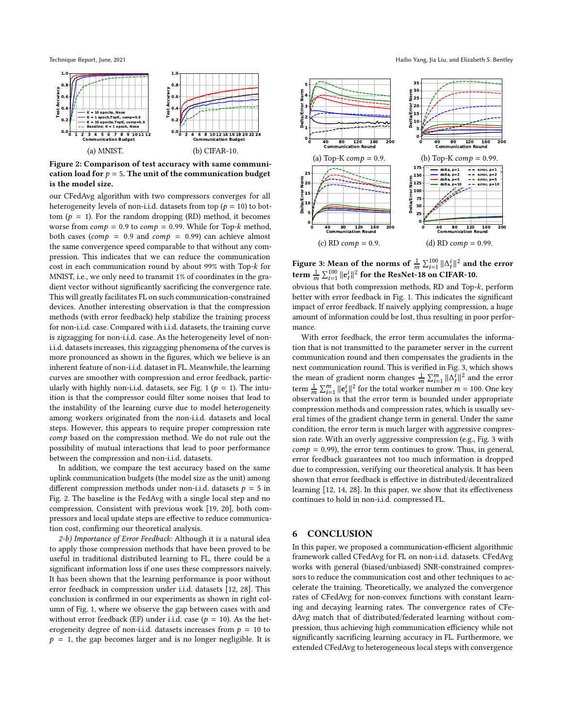(a) MNIST.

(b) CIFAR-10.

**Figure 2: Comparison of test accuracy with same communication load for $p = 5$. The unit of the communication budget is the model size.**

our CFedAvg algorithm with two compressors converges for all heterogeneity levels of non-i.i.d. datasets from top ($p = 10$) to bottom ($p = 1$). For the random dropping (RD) method, it becomes worse from $comp = 0.9$ to $comp = 0.99$. While for Top-$k$ method, both cases ($comp = 0.9$ and $comp = 0.99$) can achieve almost the same convergence speed comparable to that without any compression. This indicates that we can reduce the communication cost in each communication round by about 99% with Top-$k$ for MNIST, i.e., we only need to transmit 1% of coordinates in the gradient vector without significantly sacrificing the convergence rate. This will greatly facilitates FL on such communication-constrained devices. Another interesting observation is that the compression methods (with error feedback) help stabilize the training process for non-i.i.d. case. Compared with i.i.d. datasets, the training curve is zigzagging for non-i.i.d. case. As the heterogeneity level of non-i.i.d. datasets increases, this zigzagging phenomena of the curves is more pronounced as shown in the figures, which we believe is an inherent feature of non-i.i.d. dataset in FL. Meanwhile, the learning curves are smoother with compression and error feedback, particularly with highly non-i.i.d. datasets, see Fig. 1 ($p = 1$). The intuition is that the compressor could filter some noises that lead to the instability of the learning curve due to model heterogeneity among workers originated from the non-i.i.d. datasets and local steps. However, this appears to require proper compression rate $comp$ based on the compression method. We do not rule out the possibility of mutual interactions that lead to poor performance between the compression and non-i.i.d. datasets.

In addition, we compare the test accuracy based on the same uplink communication budgets (the model size as the unit) among different compression methods under non-i.i.d. datasets $p = 5$ in Fig. 2. The baseline is the FedAvg with a single local step and no compression. Consistent with previous work [19, 20], both compressors and local update steps are effective to reduce communication cost, confirming our theoretical analysis.

*2-b) Importance of Error Feedback:* Although it is a natural idea to apply those compression methods that have been proved to be useful in traditional distributed learning to FL, there could be a significant information loss if one uses these compressors naively. It has been shown that the learning performance is poor without error feedback in compression under i.i.d. datasets [12, 28]. This conclusion is confirmed in our experiments as shown in right column of Fig. 1, where we observe the gap between cases with and without error feedback (EF) under i.i.d. case ($p = 10$). As the heterogeneity degree of non-i.i.d. datasets increases from $p = 10$ to $p = 1$, the gap becomes larger and is no longer negligible. It is obvious that both compression methods, RD and Top-$k$, perform better with error feedback in Fig. 1. This indicates the significant impact of error feedback. If naively applying compression, a huge amount of information could be lost, thus resulting in poor performance.

(a) Top-K $comp = 0.9$.

(b) Top-K $comp = 0.99$.

(c) RD $comp = 0.9$.

(d) RD $comp = 0.99$.

**Figure 3: Mean of the norms of $\frac{1}{m}\sum_{i=1}^{100}\|\Delta_t^i\|^2$ and the error term $\frac{1}{m}\sum_{i=1}^{100}\|\mathbf{e}_t^i\|^2$ for the ResNet-18 on CIFAR-10.**

With error feedback, the error term accumulates the information that is not transmitted to the parameter server in the current communication round and then compensates the gradients in the next communication round. This is verified in Fig. 3, which shows the mean of gradient norm changes $\frac{1}{m}\sum_{i=1}^{m}\|\Delta_t^i\|^2$ and the error term $\frac{1}{m}\sum_{i=1}^{m}\|\mathbf{e}_t^i\|^2$ for the total worker number $m = 100$. One key observation is that the error term is bounded under appropriate compression methods and compression rates, which is usually several times of the gradient change term in general. Under the same condition, the error term is much larger with aggressive compression rate. With an overly aggressive compression (e.g., Fig. 3 with $comp = 0.99$), the error term continues to grow. Thus, in general, error feedback guarantees not too much information is dropped due to compression, verifying our theoretical analysis. It has been shown that error feedback is effective in distributed/decentralized learning [12, 14, 28]. In this paper, we show that its effectiveness continues to hold in non-i.i.d. compressed FL.

## 6 CONCLUSION

In this paper, we proposed a communication-efficient algorithmic framework called CFedAvg for FL on non-i.i.d. datasets. CFedAvg works with general (biased/unbiased) SNR-constrained compressors to reduce the communication cost and other techniques to accelerate the training. Theoretically, we analyzed the convergence rates of CFedAvg for non-convex functions with constant learning and decaying learning rates. The convergence rates of CFedAvg match that of distributed/federated learning without compression, thus achieving high communication efficiency while not significantly sacrificing learning accuracy in FL. Furthermore, we extended CFedAvg to heterogeneous local steps with convergence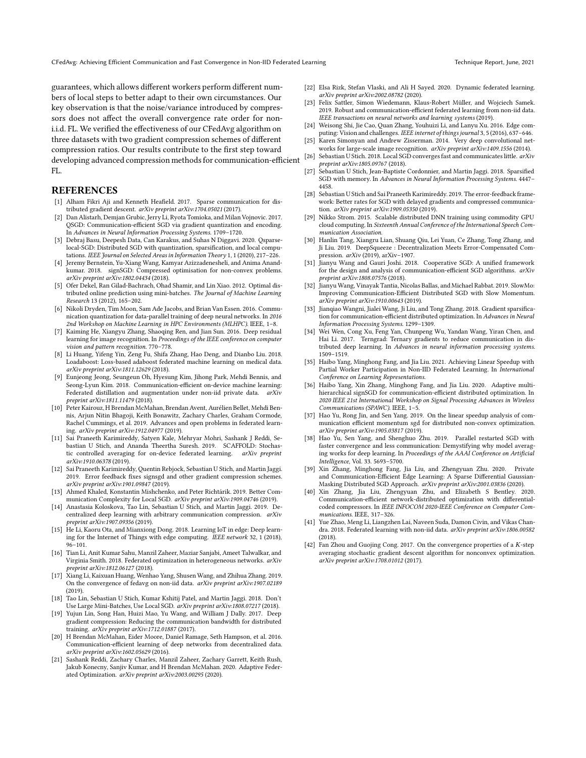guarantees, which allows different workers perform different numbers of local steps to better adapt to their own circumstances. Our key observation is that the noise/variance introduced by compressors does not affect the overall convergence rate order for non-i.i.d. FL. We verified the effectiveness of our CFedAvg algorithm on three datasets with two gradient compression schemes of different compression ratios. Our results contribute to the first step toward developing advanced compression methods for communication-efficient FL.

## REFERENCES

- [1] Alham Fikri Aji and Kenneth Heafield. 2017. Sparse communication for distributed gradient descent. *arXiv preprint arXiv:1704.05021* (2017).
- [2] Dan Alistarh, Demjan Grubic, Jerry Li, Ryota Tomioka, and Milan Vojnovic. 2017. QSGD: Communication-efficient SGD via gradient quantization and encoding. In *Advances in Neural Information Processing Systems*. 1709–1720.
- [3] Debraj Basu, Deepesh Data, Can Karakus, and Suhas N Diggavi. 2020. Qsparse-local-SGD: Distributed SGD with quantization, sparsification, and local computations. *IEEE Journal on Selected Areas in Information Theory* 1, 1 (2020), 217–226.
- [4] Jeremy Bernstein, Yu-Xiang Wang, Kamyar Azizzadenesheli, and Anima Anandkumar. 2018. signSGD: Compressed optimisation for non-convex problems. *arXiv preprint arXiv:1802.04434* (2018).
- [5] Ofer Dekel, Ran Gilad-Bachrach, Ohad Shamir, and Lin Xiao. 2012. Optimal distributed online prediction using mini-batches. *The Journal of Machine Learning Research* 13 (2012), 165–202.
- [6] Nikoli Dryden, Tim Moon, Sam Ade Jacobs, and Brian Van Essen. 2016. Communication quantization for data-parallel training of deep neural networks. In *2016 2nd Workshop on Machine Learning in HPC Environments (MLHPC)*. IEEE, 1–8.
- [7] Kaiming He, Xiangyu Zhang, Shaoqing Ren, and Jian Sun. 2016. Deep residual learning for image recognition. In *Proceedings of the IEEE conference on computer vision and pattern recognition*. 770–778.
- [8] Li Huang, Yifeng Yin, Zeng Fu, Shifa Zhang, Hao Deng, and Dianbo Liu. 2018. Loadaboost: Loss-based adaboost federated machine learning on medical data. *arXiv preprint arXiv:1811.12629* (2018).
- [9] Eunjeong Jeong, Seungeun Oh, Hyesung Kim, Jihong Park, Mehdi Bennis, and Seong-Lyun Kim. 2018. Communication-efficient on-device machine learning: Federated distillation and augmentation under non-iid private data. *arXiv preprint arXiv:1811.11479* (2018).
- [10] Peter Kairouz, H Brendan McMahan, Brendan Avent, Aurélien Bellet, Mehdi Bennis, Arjun Nitin Bhagoji, Keith Bonawitz, Zachary Charles, Graham Cormode, Rachel Cummings, et al. 2019. Advances and open problems in federated learning. *arXiv preprint arXiv:1912.04977* (2019).
- [11] Sai Praneeth Karimireddy, Satyen Kale, Mehryar Mohri, Sashank J Reddi, Sebastian U Stich, and Ananda Theertha Suresh. 2019. SCAFFOLD: Stochastic controlled averaging for on-device federated learning. *arXiv preprint arXiv:1910.06378* (2019).
- [12] Sai Praneeth Karimireddy, Quentin Rebjock, Sebastian U Stich, and Martin Jaggi. 2019. Error feedback fixes signsgd and other gradient compression schemes. *arXiv preprint arXiv:1901.09847* (2019).
- [13] Ahmed Khaled, Konstantin Mishchenko, and Peter Richtárik. 2019. Better Communication Complexity for Local SGD. *arXiv preprint arXiv:1909.04746* (2019).
- [14] Anastasia Koloskova, Tao Lin, Sebastian U Stich, and Martin Jaggi. 2019. Decentralized deep learning with arbitrary communication compression. *arXiv preprint arXiv:1907.09356* (2019).
- [15] He Li, Kaoru Ota, and Mianxiong Dong. 2018. Learning IoT in edge: Deep learning for the Internet of Things with edge computing. *IEEE network* 32, 1 (2018), 96–101.
- [16] Tian Li, Anit Kumar Sahu, Manzil Zaheer, Maziar Sanjabi, Ameet Talwalkar, and Virginia Smith. 2018. Federated optimization in heterogeneous networks. *arXiv preprint arXiv:1812.06127* (2018).
- [17] Xiang Li, Kaixuan Huang, Wenhao Yang, Shusen Wang, and Zhihua Zhang. 2019. On the convergence of fedavg on non-iid data. *arXiv preprint arXiv:1907.02189* (2019).
- [18] Tao Lin, Sebastian U Stich, Kumar Kshitij Patel, and Martin Jaggi. 2018. Don't Use Large Mini-Batches, Use Local SGD. *arXiv preprint arXiv:1808.07217* (2018).
- [19] Yujun Lin, Song Han, Huizi Mao, Yu Wang, and William J Dally. 2017. Deep gradient compression: Reducing the communication bandwidth for distributed training. *arXiv preprint arXiv:1712.01887* (2017).
- [20] H Brendan McMahan, Eider Moore, Daniel Ramage, Seth Hampson, et al. 2016. Communication-efficient learning of deep networks from decentralized data. *arXiv preprint arXiv:1602.05629* (2016).
- [21] Sashank Reddi, Zachary Charles, Manzil Zaheer, Zachary Garrett, Keith Rush, Jakub Konecny, Sanjiv Kumar, and H Brendan McMahan. 2020. Adaptive Federated Optimization. *arXiv preprint arXiv:2003.00295* (2020).
- [22] Elsa Rizk, Stefan Vlaski, and Ali H Sayed. 2020. Dynamic federated learning. *arXiv preprint arXiv:2002.08782* (2020).
- [23] Felix Sattler, Simon Wiedemann, Klaus-Robert Müller, and Wojciech Samek. 2019. Robust and communication-efficient federated learning from non-iid data. *IEEE transactions on neural networks and learning systems* (2019).
- [24] Weisong Shi, Jie Cao, Quan Zhang, Youhuizi Li, and Lanyu Xu. 2016. Edge computing: Vision and challenges. *IEEE internet of things journal* 3, 5 (2016), 637–646.
- [25] Karen Simonyan and Andrew Zisserman. 2014. Very deep convolutional networks for large-scale image recognition. *arXiv preprint arXiv:1409.1556* (2014).
- [26] Sebastian U Stich. 2018. Local SGD converges fast and communicates little. *arXiv preprint arXiv:1805.09767* (2018).
- [27] Sebastian U Stich, Jean-Baptiste Cordonnier, and Martin Jaggi. 2018. Sparsified SGD with memory. In *Advances in Neural Information Processing Systems*. 4447–4458.
- [28] Sebastian U Stich and Sai Praneeth Karimireddy. 2019. The error-feedback framework: Better rates for SGD with delayed gradients and compressed communication. *arXiv preprint arXiv:1909.05350* (2019).
- [29] Nikko Strom. 2015. Scalable distributed DNN training using commodity GPU cloud computing. In *Sixteenth Annual Conference of the International Speech Communication Association*.
- [30] Hanlin Tang, Xiangru Lian, Shuang Qiu, Lei Yuan, Ce Zhang, Tong Zhang, and Ji Liu. 2019. DeepSqueeze : Decentralization Meets Error-Compensated Compression. *arXiv* (2019), arXiv–1907.
- [31] Jianyu Wang and Gauri Joshi. 2018. Cooperative SGD: A unified framework for the design and analysis of communication-efficient SGD algorithms. *arXiv preprint arXiv:1808.07576* (2018).
- [32] Jianyu Wang, Vinayak Tantia, Nicolas Ballas, and Michael Rabbat. 2019. SlowMo: Improving Communication-Efficient Distributed SGD with Slow Momentum. *arXiv preprint arXiv:1910.00643* (2019).
- [33] Jianqiao Wangni, Jialei Wang, Ji Liu, and Tong Zhang. 2018. Gradient sparsification for communication-efficient distributed optimization. In *Advances in Neural Information Processing Systems*. 1299–1309.
- [34] Wei Wen, Cong Xu, Feng Yan, Chunpeng Wu, Yandan Wang, Yiran Chen, and Hai Li. 2017. Terngrad: Ternary gradients to reduce communication in distributed deep learning. In *Advances in neural information processing systems*. 1509–1519.
- [35] Haibo Yang, Minghong Fang, and Jia Liu. 2021. Achieving Linear Speedup with Partial Worker Participation in Non-IID Federated Learning. In *International Conference on Learning Representations*.
- [36] Haibo Yang, Xin Zhang, Minghong Fang, and Jia Liu. 2020. Adaptive multi-hierarchical signSGD for communication-efficient distributed optimization. In *2020 IEEE 21st International Workshop on Signal Processing Advances in Wireless Communications (SPAWC)*. IEEE, 1–5.
- [37] Hao Yu, Rong Jin, and Sen Yang. 2019. On the linear speedup analysis of communication efficient momentum sgd for distributed non-convex optimization. *arXiv preprint arXiv:1905.03817* (2019).
- [38] Hao Yu, Sen Yang, and Shenghuo Zhu. 2019. Parallel restarted SGD with faster convergence and less communication: Demystifying why model averaging works for deep learning. In *Proceedings of the AAAI Conference on Artificial Intelligence*, Vol. 33. 5693–5700.
- [39] Xin Zhang, Minghong Fang, Jia Liu, and Zhengyuan Zhu. 2020. Private and Communication-Efficient Edge Learning: A Sparse Differential Gaussian-Masking Distributed SGD Approach. *arXiv preprint arXiv:2001.03836* (2020).
- [40] Xin Zhang, Jia Liu, Zhengyuan Zhu, and Elizabeth S Bentley. 2020. Communication-efficient network-distributed optimization with differential-coded compressors. In *IEEE INFOCOM 2020-IEEE Conference on Computer Communications*. IEEE, 317–326.
- [41] Yue Zhao, Meng Li, Liangzhen Lai, Naveen Suda, Damon Civin, and Vikas Chandra. 2018. Federated learning with non-iid data. *arXiv preprint arXiv:1806.00582* (2018).
- [42] Fan Zhou and Guojing Cong. 2017. On the convergence properties of a $K$-step averaging stochastic gradient descent algorithm for nonconvex optimization. *arXiv preprint arXiv:1708.01012* (2017).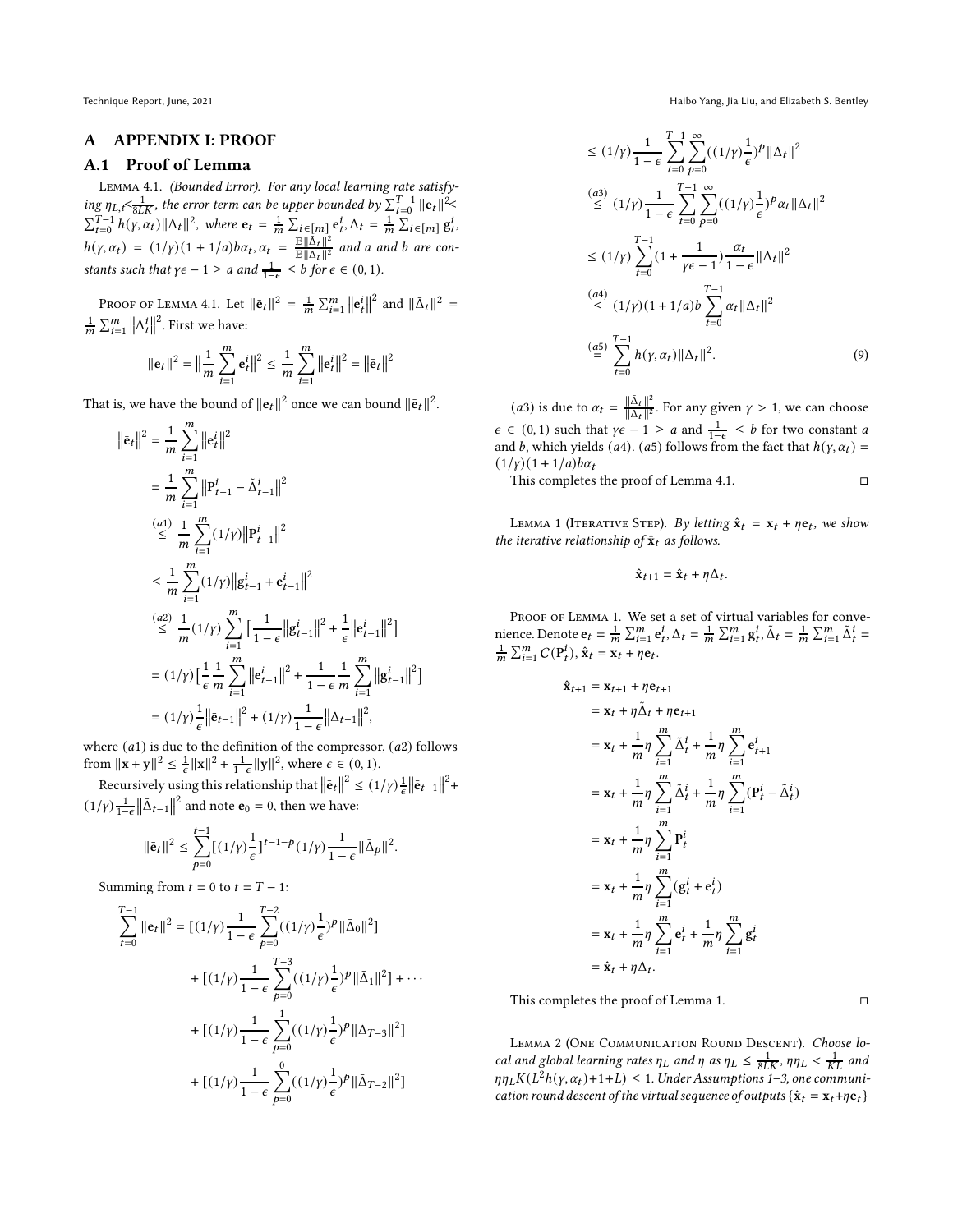## A APPENDIX I: PROOF

### A.1 Proof of Lemma

Lemma 4.1. *(Bounded Error). For any local learning rate satisfying $\eta_{L,t} \leq \frac{1}{8LK}$, the error term can be upper bounded by $\sum_{t=0}^{T-1} \|\mathbf{e}_t\|^2 \leq \sum_{t=0}^{T-1} h(\gamma, \alpha_t)\|\Delta_t\|^2$, where $\mathbf{e}_t = \frac{1}{m}\sum_{i\in[m]} \mathbf{e}_t^i, \Delta_t = \frac{1}{m}\sum_{i\in[m]} \mathbf{g}_t^i$, $h(\gamma, \alpha_t) = (1/\gamma)(1+1/a)b\alpha_t, \alpha_t = \frac{\mathbb{E}\|\bar{\Delta}_t\|^2}{\mathbb{E}\|\Delta_t\|^2}$ and $a$ and $b$ are constants such that $\gamma\epsilon - 1 \geq a$ and $\frac{1}{1-\epsilon} \leq b$ for $\epsilon \in (0, 1)$.*

Proof of Lemma 4.1. Let $\|\bar{\mathbf{e}}_t\|^2 = \frac{1}{m}\sum_{i=1}^m \|\mathbf{e}_t^i\|^2$ and $\|\bar{\Delta}_t\|^2 = \frac{1}{m}\sum_{i=1}^m \|\Delta_t^i\|^2$. First we have:

$$\|\mathbf{e}_t\|^2 = \Big\|\frac{1}{m}\sum_{i=1}^m \mathbf{e}_t^i\Big\|^2 \leq \frac{1}{m}\sum_{i=1}^m \|\mathbf{e}_t^i\|^2 = \|\bar{\mathbf{e}}_t\|^2$$

That is, we have the bound of $\|\mathbf{e}_t\|^2$ once we can bound $\|\bar{\mathbf{e}}_t\|^2$.

$$\begin{aligned}
\|\bar{\mathbf{e}}_t\|^2 &= \frac{1}{m}\sum_{i=1}^m \|\mathbf{e}_t^i\|^2 \\
&= \frac{1}{m}\sum_{i=1}^m \|\mathbf{P}_{t-1}^i - \tilde{\Delta}_{t-1}^i\|^2 \\
&\overset{(a1)}{\leq} \frac{1}{m}\sum_{i=1}^m (1/\gamma)\|\mathbf{P}_{t-1}^i\|^2 \\
&\leq \frac{1}{m}\sum_{i=1}^m (1/\gamma)\|\mathbf{g}_{t-1}^i + \mathbf{e}_{t-1}^i\|^2 \\
&\overset{(a2)}{\leq} \frac{1}{m}(1/\gamma)\sum_{i=1}^m \big[\frac{1}{1-\epsilon}\|\mathbf{g}_{t-1}^i\|^2 + \frac{1}{\epsilon}\|\mathbf{e}_{t-1}^i\|^2\big] \\
&= (1/\gamma)\big[\frac{1}{\epsilon}\frac{1}{m}\sum_{i=1}^m \|\mathbf{e}_{t-1}^i\|^2 + \frac{1}{1-\epsilon}\frac{1}{m}\sum_{i=1}^m \|\mathbf{g}_{t-1}^i\|^2\big] \\
&= (1/\gamma)\frac{1}{\epsilon}\|\bar{\mathbf{e}}_{t-1}\|^2 + (1/\gamma)\frac{1}{1-\epsilon}\|\bar{\Delta}_{t-1}\|^2,
\end{aligned}$$

where $(a1)$ is due to the definition of the compressor, $(a2)$ follows from $\|\mathbf{x}+\mathbf{y}\|^2 \leq \frac{1}{\epsilon}\|\mathbf{x}\|^2 + \frac{1}{1-\epsilon}\|\mathbf{y}\|^2$, where $\epsilon \in (0, 1)$.

Recursively using this relationship that $\|\bar{\mathbf{e}}_t\|^2 \leq (1/\gamma)\frac{1}{\epsilon}\|\bar{\mathbf{e}}_{t-1}\|^2 + (1/\gamma)\frac{1}{1-\epsilon}\|\bar{\Delta}_{t-1}\|^2$ and note $\bar{\mathbf{e}}_0 = 0$, then we have:

$$\|\bar{\mathbf{e}}_t\|^2 \leq \sum_{p=0}^{t-1}[(1/\gamma)\frac{1}{\epsilon}]^{t-1-p}(1/\gamma)\frac{1}{1-\epsilon}\|\bar{\Delta}_p\|^2.$$

Summing from $t = 0$ to $t = T-1$:

$$\begin{aligned}
\sum_{t=0}^{T-1}\|\bar{\mathbf{e}}_t\|^2 &= [(1/\gamma)\frac{1}{1-\epsilon}\sum_{p=0}^{T-2}((1/\gamma)\frac{1}{\epsilon})^p\|\bar{\Delta}_0\|^2] \\
&\quad + [(1/\gamma)\frac{1}{1-\epsilon}\sum_{p=0}^{T-3}((1/\gamma)\frac{1}{\epsilon})^p\|\bar{\Delta}_1\|^2] + \cdots \\
&\quad + [(1/\gamma)\frac{1}{1-\epsilon}\sum_{p=0}^{1}((1/\gamma)\frac{1}{\epsilon})^p\|\bar{\Delta}_{T-3}\|^2] \\
&\quad + [(1/\gamma)\frac{1}{1-\epsilon}\sum_{p=0}^{0}((1/\gamma)\frac{1}{\epsilon})^p\|\bar{\Delta}_{T-2}\|^2] \\
&\leq (1/\gamma)\frac{1}{1-\epsilon}\sum_{t=0}^{T-1}\sum_{p=0}^{\infty}((1/\gamma)\frac{1}{\epsilon})^p\|\bar{\Delta}_t\|^2 \\
&\overset{(a3)}{\leq} (1/\gamma)\frac{1}{1-\epsilon}\sum_{t=0}^{T-1}\sum_{p=0}^{\infty}((1/\gamma)\frac{1}{\epsilon})^p\alpha_t\|\Delta_t\|^2 \\
&\leq (1/\gamma)\sum_{t=0}^{T-1}(1+\frac{1}{\gamma\epsilon-1})\frac{\alpha_t}{1-\epsilon}\|\Delta_t\|^2 \\
&\overset{(a4)}{\leq} (1/\gamma)(1+1/a)b\sum_{t=0}^{T-1}\alpha_t\|\Delta_t\|^2 \\
&\overset{(a5)}{=} \sum_{t=0}^{T-1}h(\gamma, \alpha_t)\|\Delta_t\|^2.
\end{aligned} \tag{9}$$

$(a3)$ is due to $\alpha_t = \frac{\|\bar{\Delta}_t\|^2}{\|\Delta_t\|^2}$. For any given $\gamma > 1$, we can choose $\epsilon \in (0, 1)$ such that $\gamma\epsilon - 1 \geq a$ and $\frac{1}{1-\epsilon} \leq b$ for two constant $a$ and $b$, which yields $(a4)$. $(a5)$ follows from the fact that $h(\gamma, \alpha_t) = (1/\gamma)(1+1/a)b\alpha_t$

This completes the proof of Lemma 4.1. □

Lemma 1 (Iterative Step). *By letting $\hat{\mathbf{x}}_t = \mathbf{x}_t + \eta\mathbf{e}_t$, we show the iterative relationship of $\hat{\mathbf{x}}_t$ as follows.*

$$\hat{\mathbf{x}}_{t+1} = \hat{\mathbf{x}}_t + \eta\Delta_t.$$

Proof of Lemma 1. We set a set of virtual variables for convenience. Denote $\mathbf{e}_t = \frac{1}{m}\sum_{i=1}^m \mathbf{e}_t^i, \Delta_t = \frac{1}{m}\sum_{i=1}^m \mathbf{g}_t^i, \tilde{\Delta}_t = \frac{1}{m}\sum_{i=1}^m \tilde{\Delta}_t^i = \frac{1}{m}\sum_{i=1}^m C(\mathbf{P}_t^i), \hat{\mathbf{x}}_t = \mathbf{x}_t + \eta\mathbf{e}_t$.

$$\begin{aligned}
\hat{\mathbf{x}}_{t+1} &= \mathbf{x}_{t+1} + \eta\mathbf{e}_{t+1} \\
&= \mathbf{x}_t + \eta\tilde{\Delta}_t + \eta\mathbf{e}_{t+1} \\
&= \mathbf{x}_t + \frac{1}{m}\eta\sum_{i=1}^m \tilde{\Delta}_t^i + \frac{1}{m}\eta\sum_{i=1}^m \mathbf{e}_{t+1}^i \\
&= \mathbf{x}_t + \frac{1}{m}\eta\sum_{i=1}^m \tilde{\Delta}_t^i + \frac{1}{m}\eta\sum_{i=1}^m (\mathbf{P}_t^i - \tilde{\Delta}_t^i) \\
&= \mathbf{x}_t + \frac{1}{m}\eta\sum_{i=1}^m \mathbf{P}_t^i \\
&= \mathbf{x}_t + \frac{1}{m}\eta\sum_{i=1}^m (\mathbf{g}_t^i + \mathbf{e}_t^i) \\
&= \mathbf{x}_t + \frac{1}{m}\eta\sum_{i=1}^m \mathbf{e}_t^i + \frac{1}{m}\eta\sum_{i=1}^m \mathbf{g}_t^i \\
&= \hat{\mathbf{x}}_t + \eta\Delta_t.
\end{aligned}$$

This completes the proof of Lemma 1. □

Lemma 2 (One Communication Round Descent). *Choose local and global learning rates $\eta_L$ and $\eta$ as $\eta_L \leq \frac{1}{8LK}$, $\eta\eta_L < \frac{1}{KL}$ and $\eta\eta_L K(L^2 h(\gamma, \alpha_t) + 1 + L) \leq 1$. Under Assumptions 1–3, one communication round descent of the virtual sequence of outputs $\{\hat{\mathbf{x}}_t = \mathbf{x}_t + \eta\mathbf{e}_t\}$*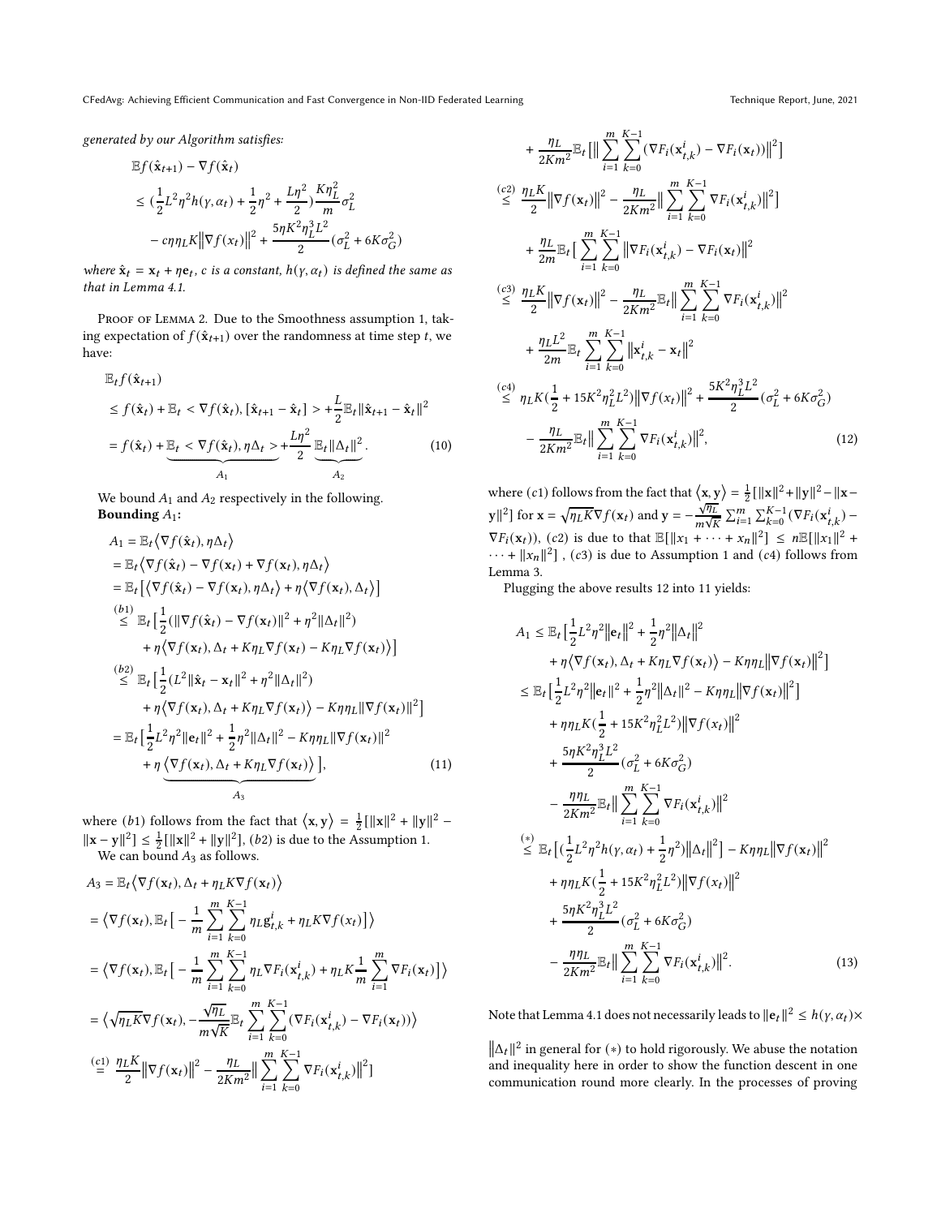*generated by our Algorithm satisfies:*

$$
\begin{aligned}
&\mathbb{E}f(\hat{\mathbf{x}}_{t+1}) - \nabla f(\hat{\mathbf{x}}_t) \\
&\leq (\frac{1}{2}L^2\eta^2 h(\gamma, \alpha_t) + \frac{1}{2}\eta^2 + \frac{L\eta^2}{2})\frac{K\eta_L^2}{m}\sigma_L^2 \\
&\quad - c\eta\eta_L K\|\nabla f(x_t)\|^2 + \frac{5\eta K^2\eta_L^3 L^2}{2}(\sigma_L^2 + 6K\sigma_G^2)
\end{aligned}
$$

*where $\hat{\mathbf{x}}_t = \mathbf{x}_t + \eta\mathbf{e}_t$, $c$ is a constant, $h(\gamma, \alpha_t)$ is defined the same as that in Lemma 4.1.*

Proof of Lemma 2. Due to the Smoothness assumption 1, taking expectation of $f(\hat{\mathbf{x}}_{t+1})$ over the randomness at time step $t$, we have:

$$
\begin{aligned}
&\mathbb{E}_t f(\hat{\mathbf{x}}_{t+1}) \\
&\leq f(\hat{\mathbf{x}}_t) + \mathbb{E}_t < \nabla f(\hat{\mathbf{x}}_t), [\hat{\mathbf{x}}_{t+1} - \hat{\mathbf{x}}_t] > + \frac{L}{2}\mathbb{E}_t\|\hat{\mathbf{x}}_{t+1} - \hat{\mathbf{x}}_t\|^2 \\
&= f(\hat{\mathbf{x}}_t) + \underbrace{\mathbb{E}_t < \nabla f(\hat{\mathbf{x}}_t), \eta\Delta_t >}_{A_1} + \frac{L\eta^2}{2}\underbrace{\mathbb{E}_t\|\Delta_t\|^2}_{A_2}. \qquad (10)
\end{aligned}
$$

We bound $A_1$ and $A_2$ respectively in the following.

**Bounding $A_1$:**

$$
\begin{aligned}
A_1 &= \mathbb{E}_t\langle\nabla f(\hat{\mathbf{x}}_t), \eta\Delta_t\rangle \\
&= \mathbb{E}_t\langle\nabla f(\hat{\mathbf{x}}_t) - \nabla f(\mathbf{x}_t) + \nabla f(\mathbf{x}_t), \eta\Delta_t\rangle \\
&= \mathbb{E}_t\big[\langle\nabla f(\hat{\mathbf{x}}_t) - \nabla f(\mathbf{x}_t), \eta\Delta_t\rangle + \eta\langle\nabla f(\mathbf{x}_t), \Delta_t\rangle\big] \\
&\overset{(b1)}{\leq} \mathbb{E}_t\big[\frac{1}{2}(\|\nabla f(\hat{\mathbf{x}}_t) - \nabla f(\mathbf{x}_t)\|^2 + \eta^2\|\Delta_t\|^2) \\
&\quad + \eta\langle\nabla f(\mathbf{x}_t), \Delta_t + K\eta_L\nabla f(\mathbf{x}_t) - K\eta_L\nabla f(\mathbf{x}_t)\rangle\big] \\
&\overset{(b2)}{\leq} \mathbb{E}_t\big[\frac{1}{2}(L^2\|\hat{\mathbf{x}}_t - \mathbf{x}_t\|^2 + \eta^2\|\Delta_t\|^2) \\
&\quad + \eta\langle\nabla f(\mathbf{x}_t), \Delta_t + K\eta_L\nabla f(\mathbf{x}_t)\rangle - K\eta\eta_L\|\nabla f(\mathbf{x}_t)\|^2\big] \\
&= \mathbb{E}_t\big[\frac{1}{2}L^2\eta^2\|\mathbf{e}_t\|^2 + \frac{1}{2}\eta^2\|\Delta_t\|^2 - K\eta\eta_L\|\nabla f(\mathbf{x}_t)\|^2 \\
&\quad + \eta\underbrace{\langle\nabla f(\mathbf{x}_t), \Delta_t + K\eta_L\nabla f(\mathbf{x}_t)\rangle}_{A_3}\big], \qquad (11)
\end{aligned}
$$

where $(b1)$ follows from the fact that $\langle\mathbf{x}, \mathbf{y}\rangle = \frac{1}{2}[\|\mathbf{x}\|^2 + \|\mathbf{y}\|^2 - \|\mathbf{x} - \mathbf{y}\|^2] \leq \frac{1}{2}[\|\mathbf{x}\|^2 + \|\mathbf{y}\|^2]$, $(b2)$ is due to the Assumption 1.

We can bound $A_3$ as follows.

$$
\begin{aligned}
A_3 &= \mathbb{E}_t\langle\nabla f(\mathbf{x}_t), \Delta_t + \eta_L K\nabla f(\mathbf{x}_t)\rangle \\
&= \big\langle\nabla f(\mathbf{x}_t), \mathbb{E}_t\big[-\frac{1}{m}\sum_{i=1}^m\sum_{k=0}^{K-1}\eta_L\mathbf{g}_{t,k}^i + \eta_L K\nabla f(x_t)\big]\big\rangle \\
&= \big\langle\nabla f(\mathbf{x}_t), \mathbb{E}_t\big[-\frac{1}{m}\sum_{i=1}^m\sum_{k=0}^{K-1}\eta_L\nabla F_i(\mathbf{x}_{t,k}^i) + \eta_L K\frac{1}{m}\sum_{i=1}^m\nabla F_i(\mathbf{x}_t)\big]\big\rangle \\
&= \big\langle\sqrt{\eta_L K}\nabla f(\mathbf{x}_t), -\frac{\sqrt{\eta_L}}{m\sqrt{K}}\mathbb{E}_t\sum_{i=1}^m\sum_{k=0}^{K-1}(\nabla F_i(\mathbf{x}_{t,k}^i) - \nabla F_i(\mathbf{x}_t))\big\rangle \\
&\overset{(c1)}{=} \frac{\eta_L K}{2}\|\nabla f(\mathbf{x}_t)\|^2 - \frac{\eta_L}{2Km^2}\|\sum_{i=1}^m\sum_{k=0}^{K-1}\nabla F_i(\mathbf{x}_{t,k}^i)\|^2] \\
&\quad + \frac{\eta_L}{2Km^2}\mathbb{E}_t\big[\|\sum_{i=1}^m\sum_{k=0}^{K-1}(\nabla F_i(\mathbf{x}_{t,k}^i) - \nabla F_i(\mathbf{x}_t))\|^2\big] \\
&\overset{(c2)}{\leq} \frac{\eta_L K}{2}\|\nabla f(\mathbf{x}_t)\|^2 - \frac{\eta_L}{2Km^2}\|\sum_{i=1}^m\sum_{k=0}^{K-1}\nabla F_i(\mathbf{x}_{t,k}^i)\|^2] \\
&\quad + \frac{\eta_L}{2m}\mathbb{E}_t\big[\sum_{i=1}^m\sum_{k=0}^{K-1}\|\nabla F_i(\mathbf{x}_{t,k}^i) - \nabla F_i(\mathbf{x}_t)\|^2 \\
&\overset{(c3)}{\leq} \frac{\eta_L K}{2}\|\nabla f(\mathbf{x}_t)\|^2 - \frac{\eta_L}{2Km^2}\mathbb{E}_t\|\sum_{i=1}^m\sum_{k=0}^{K-1}\nabla F_i(\mathbf{x}_{t,k}^i)\|^2 \\
&\quad + \frac{\eta_L L^2}{2m}\mathbb{E}_t\sum_{i=1}^m\sum_{k=0}^{K-1}\|\mathbf{x}_{t,k}^i - \mathbf{x}_t\|^2 \\
&\overset{(c4)}{\leq} \eta_L K(\frac{1}{2} + 15K^2\eta_L^2 L^2)\|\nabla f(x_t)\|^2 + \frac{5K^2\eta_L^3 L^2}{2}(\sigma_L^2 + 6K\sigma_G^2) \\
&\quad - \frac{\eta_L}{2Km^2}\mathbb{E}_t\|\sum_{i=1}^m\sum_{k=0}^{K-1}\nabla F_i(\mathbf{x}_{t,k}^i)\|^2, \qquad (12)
\end{aligned}
$$

where $(c1)$ follows from the fact that $\langle\mathbf{x}, \mathbf{y}\rangle = \frac{1}{2}[\|\mathbf{x}\|^2 + \|\mathbf{y}\|^2 - \|\mathbf{x} - \mathbf{y}\|^2]$ for $\mathbf{x} = \sqrt{\eta_L K}\nabla f(\mathbf{x}_t)$ and $\mathbf{y} = -\frac{\sqrt{\eta_L}}{m\sqrt{K}}\sum_{i=1}^m\sum_{k=0}^{K-1}(\nabla F_i(\mathbf{x}_{t,k}^i) - \nabla F_i(\mathbf{x}_t))$, $(c2)$ is due to that $\mathbb{E}[\|x_1 + \cdots + x_n\|^2] \leq n\mathbb{E}[\|x_1\|^2 + \cdots + \|x_n\|^2]$, $(c3)$ is due to Assumption 1 and $(c4)$ follows from Lemma 3.

Plugging the above results 12 into 11 yields:

$$
\begin{aligned}
A_1 &\leq \mathbb{E}_t\big[\frac{1}{2}L^2\eta^2\|\mathbf{e}_t\|^2 + \frac{1}{2}\eta^2\|\Delta_t\|^2 \\
&\quad + \eta\langle\nabla f(\mathbf{x}_t), \Delta_t + K\eta_L\nabla f(\mathbf{x}_t)\rangle - K\eta\eta_L\|\nabla f(\mathbf{x}_t)\|^2\big] \\
&\leq \mathbb{E}_t\big[\frac{1}{2}L^2\eta^2\|\mathbf{e}_t\|^2 + \frac{1}{2}\eta^2\|\Delta_t\|^2 - K\eta\eta_L\|\nabla f(\mathbf{x}_t)\|^2\big] \\
&\quad + \eta\eta_L K(\frac{1}{2} + 15K^2\eta_L^2 L^2)\|\nabla f(x_t)\|^2 \\
&\quad + \frac{5\eta K^2\eta_L^3 L^2}{2}(\sigma_L^2 + 6K\sigma_G^2) \\
&\quad - \frac{\eta\eta_L}{2Km^2}\mathbb{E}_t\|\sum_{i=1}^m\sum_{k=0}^{K-1}\nabla F_i(\mathbf{x}_{t,k}^i)\|^2 \\
&\overset{(*)}{\leq} \mathbb{E}_t\big[(\frac{1}{2}L^2\eta^2 h(\gamma, \alpha_t) + \frac{1}{2}\eta^2)\|\Delta_t\|^2\big] - K\eta\eta_L\|\nabla f(\mathbf{x}_t)\|^2 \\
&\quad + \eta\eta_L K(\frac{1}{2} + 15K^2\eta_L^2 L^2)\|\nabla f(x_t)\|^2 \\
&\quad + \frac{5\eta K^2\eta_L^3 L^2}{2}(\sigma_L^2 + 6K\sigma_G^2) \\
&\quad - \frac{\eta\eta_L}{2Km^2}\mathbb{E}_t\|\sum_{i=1}^m\sum_{k=0}^{K-1}\nabla F_i(\mathbf{x}_{t,k}^i)\|^2. \qquad (13)
\end{aligned}
$$

Note that Lemma 4.1 does not necessarily leads to $\|\mathbf{e}_t\|^2 \leq h(\gamma, \alpha_t) \times \|\Delta_t\|^2$ in general for $(*)$ to hold rigorously. We abuse the notation and inequality here in order to show the function descent in one communication round more clearly. In the processes of proving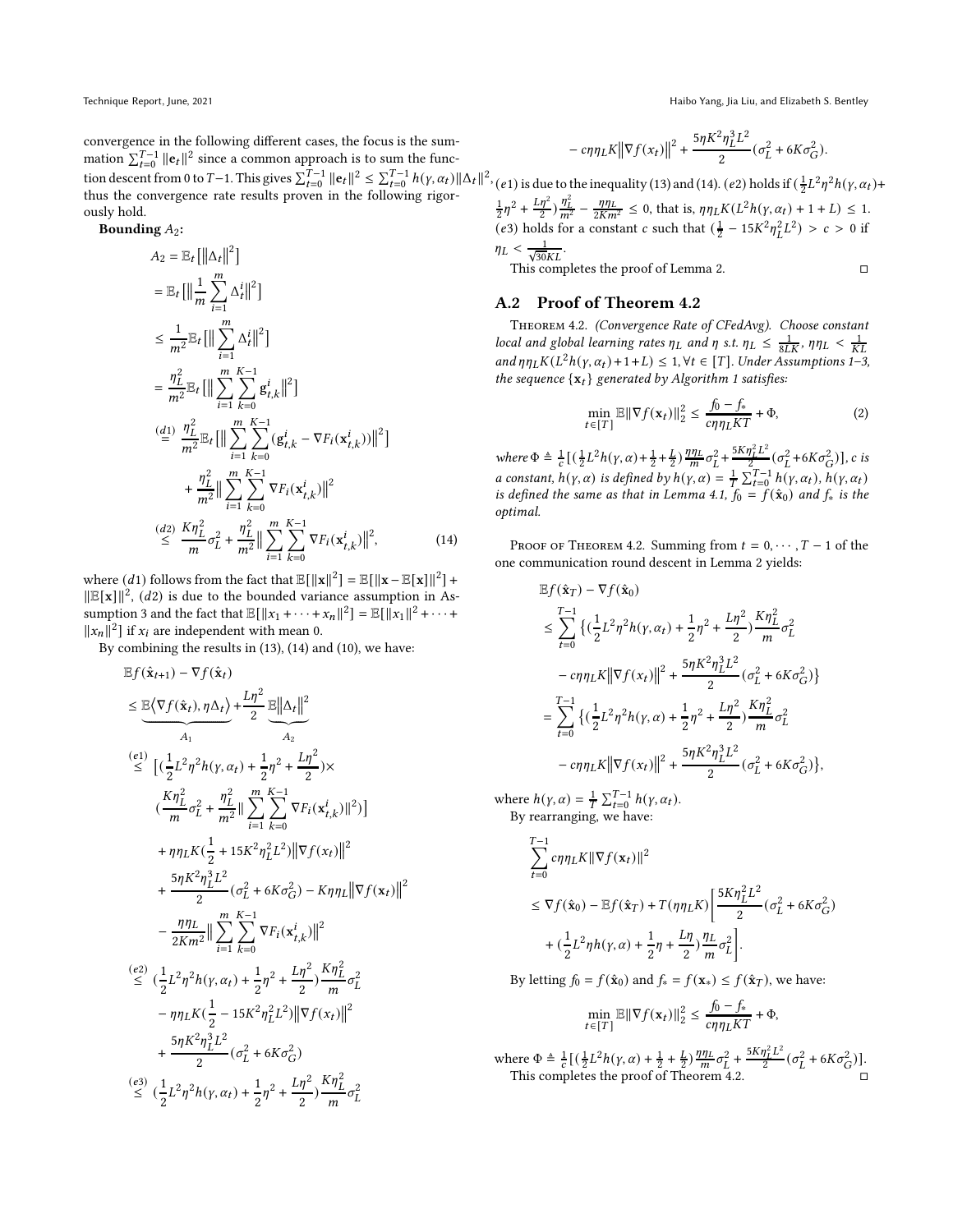convergence in the following different cases, the focus is the summation $\sum_{t=0}^{T-1} \|\mathbf{e}_t\|^2$ since a common approach is to sum the function descent from 0 to $T-1$. This gives $\sum_{t=0}^{T-1} \|\mathbf{e}_t\|^2 \leq \sum_{t=0}^{T-1} h(\gamma, \alpha_t)\|\Delta_t\|^2$, thus the convergence rate results proven in the following rigorously hold.

**Bounding $A_2$:**

$$
\begin{aligned}
A_2 &= \mathbb{E}_t\big[\big\|\Delta_t\big\|^2\big] \\
&= \mathbb{E}_t\big[\big\|\frac{1}{m}\sum_{i=1}^{m}\Delta_t^i\big\|^2\big] \\
&\leq \frac{1}{m^2}\mathbb{E}_t\big[\big\|\sum_{i=1}^{m}\Delta_t^i\big\|^2\big] \\
&= \frac{\eta_L^2}{m^2}\mathbb{E}_t\big[\big\|\sum_{i=1}^{m}\sum_{k=0}^{K-1}\mathbf{g}_{t,k}^i\big\|^2\big] \\
&\overset{(d1)}{=} \frac{\eta_L^2}{m^2}\mathbb{E}_t\big[\big\|\sum_{i=1}^{m}\sum_{k=0}^{K-1}(\mathbf{g}_{t,k}^i - \nabla F_i(\mathbf{x}_{t,k}^i))\big\|^2\big] \\
&\quad + \frac{\eta_L^2}{m^2}\big\|\sum_{i=1}^{m}\sum_{k=0}^{K-1}\nabla F_i(\mathbf{x}_{t,k}^i)\big\|^2 \\
&\overset{(d2)}{\leq} \frac{K\eta_L^2}{m}\sigma_L^2 + \frac{\eta_L^2}{m^2}\big\|\sum_{i=1}^{m}\sum_{k=0}^{K-1}\nabla F_i(\mathbf{x}_{t,k}^i)\big\|^2, \qquad (14)
\end{aligned}
$$

where $(d1)$ follows from the fact that $\mathbb{E}[\|\mathbf{x}\|^2] = \mathbb{E}[\|\mathbf{x} - \mathbb{E}[\mathbf{x}]\|^2] + \|\mathbb{E}[\mathbf{x}]\|^2$, $(d2)$ is due to the bounded variance assumption in Assumption 3 and the fact that $\mathbb{E}[\|x_1 + \cdots + x_n\|^2] = \mathbb{E}[\|x_1\|^2 + \cdots + \|x_n\|^2]$ if $x_i$ are independent with mean 0.

By combining the results in (13), (14) and (10), we have:

$$
\begin{aligned}
&\mathbb{E}f(\hat{\mathbf{x}}_{t+1}) - \nabla f(\hat{\mathbf{x}}_t) \\
&\leq \underbrace{\mathbb{E}\big\langle\nabla f(\hat{\mathbf{x}}_t), \eta\Delta_t\big\rangle}_{A_1} + \frac{L\eta^2}{2}\underbrace{\mathbb{E}\big\|\Delta_t\big\|^2}_{A_2} \\
&\overset{(e1)}{\leq} \big[(\frac{1}{2}L^2\eta^2 h(\gamma,\alpha_t) + \frac{1}{2}\eta^2 + \frac{L\eta^2}{2})\times \\
&\quad (\frac{K\eta_L^2}{m}\sigma_L^2 + \frac{\eta_L^2}{m^2}\|\sum_{i=1}^{m}\sum_{k=0}^{K-1}\nabla F_i(\mathbf{x}_{t,k}^i)\|^2)\big] \\
&\quad + \eta\eta_L K(\frac{1}{2} + 15K^2\eta_L^2L^2)\big\|\nabla f(x_t)\big\|^2 \\
&\quad + \frac{5\eta K^2\eta_L^3L^2}{2}(\sigma_L^2 + 6K\sigma_G^2) - K\eta\eta_L\big\|\nabla f(\mathbf{x}_t)\big\|^2 \\
&\quad - \frac{\eta\eta_L}{2Km^2}\big\|\sum_{i=1}^{m}\sum_{k=0}^{K-1}\nabla F_i(\mathbf{x}_{t,k}^i)\big\|^2 \\
&\overset{(e2)}{\leq} (\frac{1}{2}L^2\eta^2 h(\gamma,\alpha_t) + \frac{1}{2}\eta^2 + \frac{L\eta^2}{2})\frac{K\eta_L^2}{m}\sigma_L^2 \\
&\quad - \eta\eta_L K(\frac{1}{2} - 15K^2\eta_L^2L^2)\big\|\nabla f(x_t)\big\|^2 \\
&\quad + \frac{5\eta K^2\eta_L^3L^2}{2}(\sigma_L^2 + 6K\sigma_G^2) \\
&\overset{(e3)}{\leq} (\frac{1}{2}L^2\eta^2 h(\gamma,\alpha_t) + \frac{1}{2}\eta^2 + \frac{L\eta^2}{2})\frac{K\eta_L^2}{m}\sigma_L^2 \\
&\quad - c\eta\eta_L K\big\|\nabla f(x_t)\big\|^2 + \frac{5\eta K^2\eta_L^3L^2}{2}(\sigma_L^2 + 6K\sigma_G^2).
\end{aligned}
$$

$(e1)$ is due to the inequality (13) and (14). $(e2)$ holds if $(\frac{1}{2}L^2\eta^2 h(\gamma,\alpha_t) + \frac{1}{2}\eta^2 + \frac{L\eta^2}{2})\frac{\eta_L^2}{m^2} - \frac{\eta\eta_L}{2Km^2} \leq 0$, that is, $\eta\eta_L K(L^2h(\gamma,\alpha_t) + 1 + L) \leq 1$. $(e3)$ holds for a constant $c$ such that $(\frac{1}{2} - 15K^2\eta_L^2L^2) > c > 0$ if $\eta_L < \frac{1}{\sqrt{30}KL}$.

This completes the proof of Lemma 2. ◻

## A.2 Proof of Theorem 4.2

Theorem 4.2. *(Convergence Rate of CFedAvg). Choose constant local and global learning rates $\eta_L$ and $\eta$ s.t. $\eta_L \leq \frac{1}{8LK}$, $\eta\eta_L < \frac{1}{KL}$ and $\eta\eta_L K(L^2h(\gamma,\alpha_t)+1+L) \leq 1, \forall t \in [T]$. Under Assumptions 1–3, the sequence $\{\mathbf{x}_t\}$ generated by Algorithm 1 satisfies:*

$$
\min_{t\in[T]} \mathbb{E}\|\nabla f(\mathbf{x}_t)\|_2^2 \leq \frac{f_0 - f_*}{c\eta\eta_L KT} + \Phi, \qquad (2)
$$

*where $\Phi \triangleq \frac{1}{c}[(\frac{1}{2}L^2h(\gamma,\alpha)+\frac{1}{2}+\frac{L}{2})\frac{\eta\eta_L}{m}\sigma_L^2 + \frac{5K\eta_L^2L^2}{2}(\sigma_L^2+6K\sigma_G^2)]$, $c$ is a constant, $h(\gamma,\alpha)$ is defined by $h(\gamma,\alpha) = \frac{1}{T}\sum_{t=0}^{T-1}h(\gamma,\alpha_t)$, $h(\gamma,\alpha_t)$ is defined the same as that in Lemma 4.1, $f_0 = f(\hat{\mathbf{x}}_0)$ and $f_*$ is the optimal.*

Proof of Theorem 4.2. Summing from $t = 0, \cdots, T-1$ of the one communication round descent in Lemma 2 yields:

$$
\begin{aligned}
&\mathbb{E}f(\hat{\mathbf{x}}_T) - \nabla f(\hat{\mathbf{x}}_0) \\
&\leq \sum_{t=0}^{T-1}\big\{(\frac{1}{2}L^2\eta^2 h(\gamma,\alpha_t) + \frac{1}{2}\eta^2 + \frac{L\eta^2}{2})\frac{K\eta_L^2}{m}\sigma_L^2 \\
&\quad - c\eta\eta_L K\big\|\nabla f(x_t)\big\|^2 + \frac{5\eta K^2\eta_L^3L^2}{2}(\sigma_L^2 + 6K\sigma_G^2)\big\} \\
&= \sum_{t=0}^{T-1}\big\{(\frac{1}{2}L^2\eta^2 h(\gamma,\alpha) + \frac{1}{2}\eta^2 + \frac{L\eta^2}{2})\frac{K\eta_L^2}{m}\sigma_L^2 \\
&\quad - c\eta\eta_L K\big\|\nabla f(x_t)\big\|^2 + \frac{5\eta K^2\eta_L^3L^2}{2}(\sigma_L^2 + 6K\sigma_G^2)\big\},
\end{aligned}
$$

where $h(\gamma,\alpha) = \frac{1}{T}\sum_{t=0}^{T-1}h(\gamma,\alpha_t)$.

By rearranging, we have:

$$
\begin{aligned}
&\sum_{t=0}^{T-1} c\eta\eta_L K\|\nabla f(\mathbf{x}_t)\|^2 \\
&\leq \nabla f(\hat{\mathbf{x}}_0) - \mathbb{E}f(\hat{\mathbf{x}}_T) + T(\eta\eta_L K)\bigg[\frac{5K\eta_L^2L^2}{2}(\sigma_L^2 + 6K\sigma_G^2) \\
&\quad + (\frac{1}{2}L^2\eta h(\gamma,\alpha) + \frac{1}{2}\eta + \frac{L\eta}{2})\frac{\eta_L}{m}\sigma_L^2\bigg].
\end{aligned}
$$

By letting $f_0 = f(\hat{\mathbf{x}}_0)$ and $f_* = f(\mathbf{x}_*) \leq f(\hat{\mathbf{x}}_T)$, we have:

$$
\min_{t\in[T]} \mathbb{E}\|\nabla f(\mathbf{x}_t)\|_2^2 \leq \frac{f_0 - f_*}{c\eta\eta_L KT} + \Phi,
$$

where $\Phi \triangleq \frac{1}{c}[(\frac{1}{2}L^2h(\gamma,\alpha) + \frac{1}{2} + \frac{L}{2})\frac{\eta\eta_L}{m}\sigma_L^2 + \frac{5K\eta_L^2L^2}{2}(\sigma_L^2 + 6K\sigma_G^2)]$.

This completes the proof of Theorem 4.2. ◻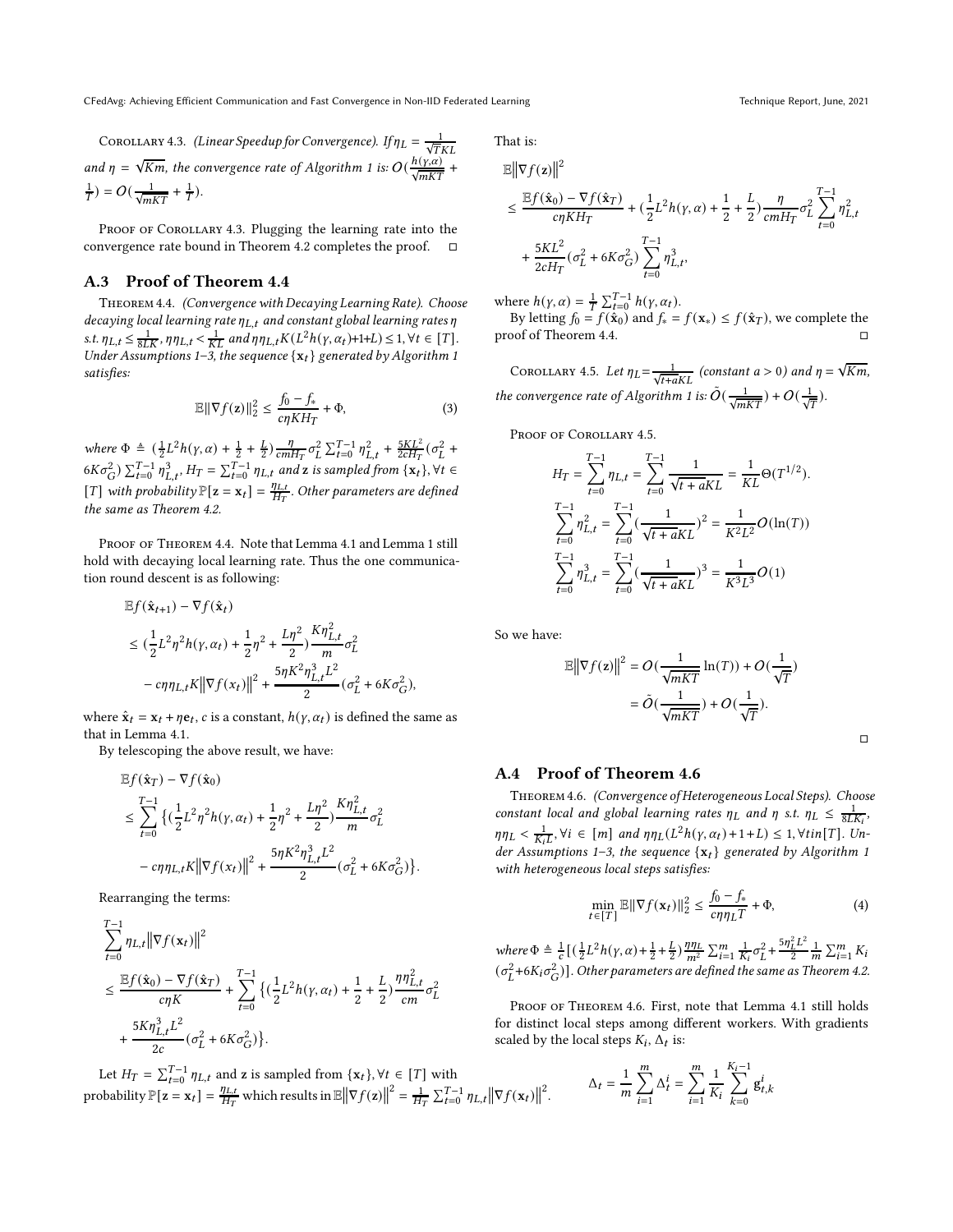Corollary 4.3. *(Linear Speedup for Convergence). If $\eta_L = \frac{1}{\sqrt{T}KL}$ and $\eta = \sqrt{Km}$, the convergence rate of Algorithm 1 is: $O(\frac{h(\gamma,\alpha)}{\sqrt{mKT}} + \frac{1}{T}) = O(\frac{1}{\sqrt{mKT}} + \frac{1}{T})$.*

Proof of Corollary 4.3. Plugging the learning rate into the convergence rate bound in Theorem 4.2 completes the proof. □

## A.3 Proof of Theorem 4.4

Theorem 4.4. *(Convergence with Decaying Learning Rate). Choose decaying local learning rate $\eta_{L,t}$ and constant global learning rates $\eta$ s.t. $\eta_{L,t} \leq \frac{1}{8LK}$, $\eta\eta_{L,t} < \frac{1}{KL}$ and $\eta\eta_{L,t}K(L^2h(\gamma,\alpha_t)+1+L) \leq 1, \forall t \in [T]$. Under Assumptions 1–3, the sequence $\{\mathbf{x}_t\}$ generated by Algorithm 1 satisfies:*

$$\mathbb{E}\|\nabla f(\mathbf{z})\|_2^2 \leq \frac{f_0 - f_*}{c\eta KH_T} + \Phi, \tag{3}$$

*where $\Phi \triangleq (\frac{1}{2}L^2h(\gamma,\alpha) + \frac{1}{2} + \frac{L}{2})\frac{\eta}{cmH_T}\sigma_L^2\sum_{t=0}^{T-1}\eta_{L,t}^2 + \frac{5KL^2}{2cH_T}(\sigma_L^2 + 6K\sigma_G^2)\sum_{t=0}^{T-1}\eta_{L,t}^3$, $H_T = \sum_{t=0}^{T-1}\eta_{L,t}$ and $\mathbf{z}$ is sampled from $\{\mathbf{x}_t\}, \forall t \in [T]$ with probability $\mathbb{P}[\mathbf{z} = \mathbf{x}_t] = \frac{\eta_{L,t}}{H_T}$. Other parameters are defined the same as Theorem 4.2.*

Proof of Theorem 4.4. Note that Lemma 4.1 and Lemma 1 still hold with decaying local learning rate. Thus the one communication round descent is as following:

$$\begin{aligned}
&\mathbb{E}f(\hat{\mathbf{x}}_{t+1}) - \nabla f(\hat{\mathbf{x}}_t) \\
&\leq (\frac{1}{2}L^2\eta^2h(\gamma,\alpha_t) + \frac{1}{2}\eta^2 + \frac{L\eta^2}{2})\frac{K\eta_{L,t}^2}{m}\sigma_L^2 \\
&\quad - c\eta\eta_{L,t}K\|\nabla f(x_t)\|^2 + \frac{5\eta K^2\eta_{L,t}^3L^2}{2}(\sigma_L^2 + 6K\sigma_G^2),
\end{aligned}$$

where $\hat{\mathbf{x}}_t = \mathbf{x}_t + \eta\mathbf{e}_t$, $c$ is a constant, $h(\gamma,\alpha_t)$ is defined the same as that in Lemma 4.1.

By telescoping the above result, we have:

$$\begin{aligned}
&\mathbb{E}f(\hat{\mathbf{x}}_T) - \nabla f(\hat{\mathbf{x}}_0) \\
&\leq \sum_{t=0}^{T-1}\big\{(\frac{1}{2}L^2\eta^2h(\gamma,\alpha_t) + \frac{1}{2}\eta^2 + \frac{L\eta^2}{2})\frac{K\eta_{L,t}^2}{m}\sigma_L^2 \\
&\quad - c\eta\eta_{L,t}K\|\nabla f(x_t)\|^2 + \frac{5\eta K^2\eta_{L,t}^3L^2}{2}(\sigma_L^2 + 6K\sigma_G^2)\big\}.
\end{aligned}$$

Rearranging the terms:

$$\begin{aligned}
&\sum_{t=0}^{T-1}\eta_{L,t}\|\nabla f(\mathbf{x}_t)\|^2 \\
&\leq \frac{\mathbb{E}f(\hat{\mathbf{x}}_0) - \nabla f(\hat{\mathbf{x}}_T)}{c\eta K} + \sum_{t=0}^{T-1}\big\{(\frac{1}{2}L^2h(\gamma,\alpha_t) + \frac{1}{2} + \frac{L}{2})\frac{\eta\eta_{L,t}^2}{cm}\sigma_L^2 \\
&\quad + \frac{5K\eta_{L,t}^3L^2}{2c}(\sigma_L^2 + 6K\sigma_G^2)\big\}.
\end{aligned}$$

Let $H_T = \sum_{t=0}^{T-1}\eta_{L,t}$ and $\mathbf{z}$ is sampled from $\{\mathbf{x}_t\}, \forall t \in [T]$ with probability $\mathbb{P}[\mathbf{z} = \mathbf{x}_t] = \frac{\eta_{L,t}}{H_T}$ which results in $\mathbb{E}\|\nabla f(\mathbf{z})\|^2 = \frac{1}{H_T}\sum_{t=0}^{T-1}\eta_{L,t}\|\nabla f(\mathbf{x}_t)\|^2$.

That is:

$$\begin{aligned}
&\mathbb{E}\|\nabla f(\mathbf{z})\|^2 \\
&\leq \frac{\mathbb{E}f(\hat{\mathbf{x}}_0) - \nabla f(\hat{\mathbf{x}}_T)}{c\eta KH_T} + (\frac{1}{2}L^2h(\gamma,\alpha) + \frac{1}{2} + \frac{L}{2})\frac{\eta}{cmH_T}\sigma_L^2\sum_{t=0}^{T-1}\eta_{L,t}^2 \\
&\quad + \frac{5KL^2}{2cH_T}(\sigma_L^2 + 6K\sigma_G^2)\sum_{t=0}^{T-1}\eta_{L,t}^3,
\end{aligned}$$

where $h(\gamma,\alpha) = \frac{1}{T}\sum_{t=0}^{T-1}h(\gamma,\alpha_t)$.

By letting $f_0 = f(\hat{\mathbf{x}}_0)$ and $f_* = f(\mathbf{x}_*) \leq f(\hat{\mathbf{x}}_T)$, we complete the proof of Theorem 4.4. □

Corollary 4.5. *Let $\eta_L = \frac{1}{\sqrt{t+a}KL}$ (constant $a > 0$) and $\eta = \sqrt{Km}$, the convergence rate of Algorithm 1 is: $\tilde{O}(\frac{1}{\sqrt{mKT}}) + O(\frac{1}{\sqrt{T}})$.*

Proof of Corollary 4.5.

$$\begin{aligned}
H_T &= \sum_{t=0}^{T-1}\eta_{L,t} = \sum_{t=0}^{T-1}\frac{1}{\sqrt{t+a}KL} = \frac{1}{KL}\Theta(T^{1/2}). \\
\sum_{t=0}^{T-1}\eta_{L,t}^2 &= \sum_{t=0}^{T-1}(\frac{1}{\sqrt{t+a}KL})^2 = \frac{1}{K^2L^2}O(\ln(T)) \\
\sum_{t=0}^{T-1}\eta_{L,t}^3 &= \sum_{t=0}^{T-1}(\frac{1}{\sqrt{t+a}KL})^3 = \frac{1}{K^3L^3}O(1)
\end{aligned}$$

So we have:

$$\begin{aligned}
\mathbb{E}\|\nabla f(\mathbf{z})\|^2 &= O(\frac{1}{\sqrt{mKT}}\ln(T)) + O(\frac{1}{\sqrt{T}}) \\
&= \tilde{O}(\frac{1}{\sqrt{mKT}}) + O(\frac{1}{\sqrt{T}}).
\end{aligned}$$

□

## A.4 Proof of Theorem 4.6

Theorem 4.6. *(Convergence of Heterogeneous Local Steps). Choose constant local and global learning rates $\eta_L$ and $\eta$ s.t. $\eta_L \leq \frac{1}{8LK_i}$, $\eta\eta_L < \frac{1}{K_iL}, \forall i \in [m]$ and $\eta\eta_L(L^2h(\gamma,\alpha_t)+1+L) \leq 1, \forall tin[T]$. Under Assumptions 1–3, the sequence $\{\mathbf{x}_t\}$ generated by Algorithm 1 with heterogeneous local steps satisfies:*

$$\min_{t\in[T]}\mathbb{E}\|\nabla f(\mathbf{x}_t)\|_2^2 \leq \frac{f_0 - f_*}{c\eta\eta_LT} + \Phi, \tag{4}$$

*where $\Phi \triangleq \frac{1}{c}[(\frac{1}{2}L^2h(\gamma,\alpha)+\frac{1}{2}+\frac{L}{2})\frac{\eta\eta_L}{m^2}\sum_{i=1}^m\frac{1}{K_i}\sigma_L^2 + \frac{5\eta_L^2L^2}{2}\frac{1}{m}\sum_{i=1}^mK_i(\sigma_L^2+6K_i\sigma_G^2)]$. Other parameters are defined the same as Theorem 4.2.*

Proof of Theorem 4.6. First, note that Lemma 4.1 still holds for distinct local steps among different workers. With gradients scaled by the local steps $K_i$, $\Delta_t$ is:

$$\Delta_t = \frac{1}{m}\sum_{i=1}^m\Delta_t^i = \sum_{i=1}^m\frac{1}{K_i}\sum_{k=0}^{K_i-1}\mathbf{g}_{t,k}^i$$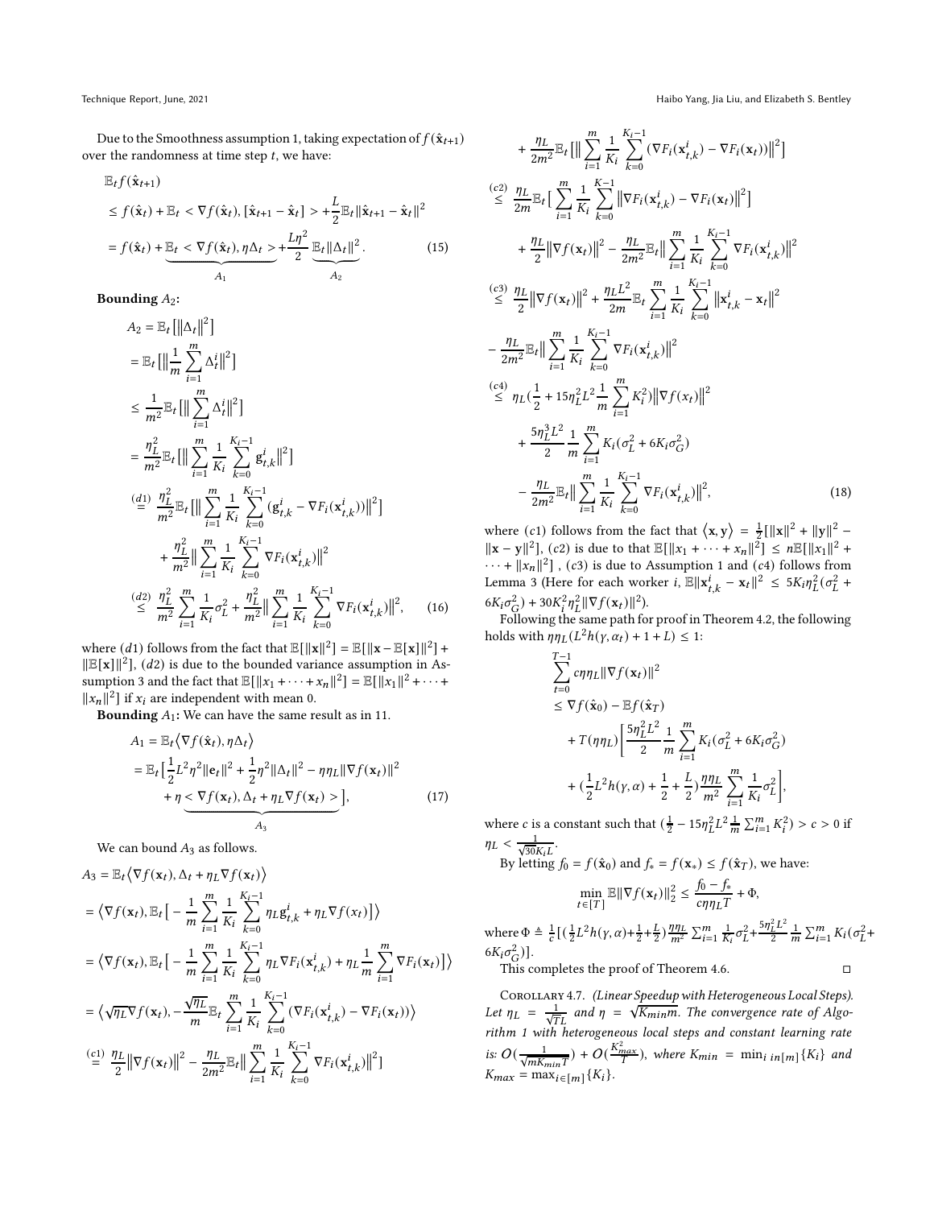Due to the Smoothness assumption 1, taking expectation of $f(\hat{\mathbf{x}}_{t+1})$ over the randomness at time step $t$, we have:

$$
\begin{aligned}
&\mathbb{E}_t f(\hat{\mathbf{x}}_{t+1}) \\
&\leq f(\hat{\mathbf{x}}_t) + \mathbb{E}_t < \nabla f(\hat{\mathbf{x}}_t), [\hat{\mathbf{x}}_{t+1} - \hat{\mathbf{x}}_t] > + \frac{L}{2}\mathbb{E}_t \|\hat{\mathbf{x}}_{t+1} - \hat{\mathbf{x}}_t\|^2 \\
&= f(\hat{\mathbf{x}}_t) + \underbrace{\mathbb{E}_t < \nabla f(\hat{\mathbf{x}}_t), \eta \Delta_t >}_{A_1} + \frac{L\eta^2}{2} \underbrace{\mathbb{E}_t \|\Delta_t\|^2}_{A_2}. \quad (15)
\end{aligned}
$$

**Bounding $A_2$:**

$$
\begin{aligned}
A_2 &= \mathbb{E}_t \big[\big\|\Delta_t\big\|^2\big] \\
&= \mathbb{E}_t \big[\big\|\frac{1}{m}\sum_{i=1}^m \Delta_t^i\big\|^2\big] \\
&\leq \frac{1}{m^2}\mathbb{E}_t \big[\big\|\sum_{i=1}^m \Delta_t^i\big\|^2\big] \\
&= \frac{\eta_L^2}{m^2}\mathbb{E}_t \big[\big\|\sum_{i=1}^m \frac{1}{K_i}\sum_{k=0}^{K_i-1} \mathbf{g}_{t,k}^i\big\|^2\big] \\
&\overset{(d1)}{=} \frac{\eta_L^2}{m^2}\mathbb{E}_t \big[\big\|\sum_{i=1}^m \frac{1}{K_i}\sum_{k=0}^{K_i-1} (\mathbf{g}_{t,k}^i - \nabla F_i(\mathbf{x}_{t,k}^i))\big\|^2\big] \\
&\quad + \frac{\eta_L^2}{m^2}\big\|\sum_{i=1}^m \frac{1}{K_i}\sum_{k=0}^{K_i-1} \nabla F_i(\mathbf{x}_{t,k}^i)\big\|^2 \\
&\overset{(d2)}{\leq} \frac{\eta_L^2}{m^2}\sum_{i=1}^m \frac{1}{K_i}\sigma_L^2 + \frac{\eta_L^2}{m^2}\big\|\sum_{i=1}^m \frac{1}{K_i}\sum_{k=0}^{K_i-1} \nabla F_i(\mathbf{x}_{t,k}^i)\big\|^2, \quad (16)
\end{aligned}
$$

where $(d1)$ follows from the fact that $\mathbb{E}[\|\mathbf{x}\|^2] = \mathbb{E}[\|\mathbf{x} - \mathbb{E}[\mathbf{x}]\|^2] + \|\mathbb{E}[\mathbf{x}]\|^2]$, $(d2)$ is due to the bounded variance assumption in Assumption 3 and the fact that $\mathbb{E}[\|x_1 + \cdots + x_n\|^2] = \mathbb{E}[\|x_1\|^2 + \cdots + \|x_n\|^2]$ if $x_i$ are independent with mean 0.

**Bounding $A_1$:** We can have the same result as in 11.

$$
\begin{aligned}
A_1 &= \mathbb{E}_t\big\langle \nabla f(\hat{\mathbf{x}}_t), \eta \Delta_t \big\rangle \\
&= \mathbb{E}_t\big[\frac{1}{2}L^2\eta^2\|\mathbf{e}_t\|^2 + \frac{1}{2}\eta^2\|\Delta_t\|^2 - \eta\eta_L\|\nabla f(\mathbf{x}_t)\|^2 \\
&\quad + \eta \underbrace{< \nabla f(\mathbf{x}_t), \Delta_t + \eta_L \nabla f(\mathbf{x}_t) >}_{A_3}\big], \quad (17)
\end{aligned}
$$

We can bound $A_3$ as follows.

$$
\begin{aligned}
A_3 &= \mathbb{E}_t\big\langle \nabla f(\mathbf{x}_t), \Delta_t + \eta_L \nabla f(\mathbf{x}_t) \big\rangle \\
&= \big\langle \nabla f(\mathbf{x}_t), \mathbb{E}_t\big[-\frac{1}{m}\sum_{i=1}^m \frac{1}{K_i}\sum_{k=0}^{K_i-1} \eta_L \mathbf{g}_{t,k}^i + \eta_L \nabla f(x_t)\big]\big\rangle \\
&= \big\langle \nabla f(\mathbf{x}_t), \mathbb{E}_t\big[-\frac{1}{m}\sum_{i=1}^m \frac{1}{K_i}\sum_{k=0}^{K_i-1} \eta_L \nabla F_i(\mathbf{x}_{t,k}^i) + \eta_L \frac{1}{m}\sum_{i=1}^m \nabla F_i(\mathbf{x}_t)\big]\big\rangle \\
&= \big\langle \sqrt{\eta_L}\nabla f(\mathbf{x}_t), -\frac{\sqrt{\eta_L}}{m}\mathbb{E}_t\sum_{i=1}^m \frac{1}{K_i}\sum_{k=0}^{K_i-1} (\nabla F_i(\mathbf{x}_{t,k}^i) - \nabla F_i(\mathbf{x}_t))\big\rangle \\
&\overset{(c1)}{=} \frac{\eta_L}{2}\big\|\nabla f(\mathbf{x}_t)\big\|^2 - \frac{\eta_L}{2m^2}\mathbb{E}_t\big\|\sum_{i=1}^m \frac{1}{K_i}\sum_{k=0}^{K_i-1} \nabla F_i(\mathbf{x}_{t,k}^i)\big\|^2 \\
&\quad + \frac{\eta_L}{2m^2}\mathbb{E}_t\big[\big\|\sum_{i=1}^m \frac{1}{K_i}\sum_{k=0}^{K_i-1} (\nabla F_i(\mathbf{x}_{t,k}^i) - \nabla F_i(\mathbf{x}_t))\big\|^2\big] \\
&\overset{(c2)}{\leq} \frac{\eta_L}{2m}\mathbb{E}_t\big[\sum_{i=1}^m \frac{1}{K_i}\sum_{k=0}^{K-1} \big\|\nabla F_i(\mathbf{x}_{t,k}^i) - \nabla F_i(\mathbf{x}_t)\big\|^2\big] \\
&\quad + \frac{\eta_L}{2}\big\|\nabla f(\mathbf{x}_t)\big\|^2 - \frac{\eta_L}{2m^2}\mathbb{E}_t\big\|\sum_{i=1}^m \frac{1}{K_i}\sum_{k=0}^{K_i-1} \nabla F_i(\mathbf{x}_{t,k}^i)\big\|^2 \\
&\overset{(c3)}{\leq} \frac{\eta_L}{2}\big\|\nabla f(\mathbf{x}_t)\big\|^2 + \frac{\eta_L L^2}{2m}\mathbb{E}_t\sum_{i=1}^m \frac{1}{K_i}\sum_{k=0}^{K_i-1} \big\|\mathbf{x}_{t,k}^i - \mathbf{x}_t\big\|^2 \\
&\quad - \frac{\eta_L}{2m^2}\mathbb{E}_t\big\|\sum_{i=1}^m \frac{1}{K_i}\sum_{k=0}^{K_i-1} \nabla F_i(\mathbf{x}_{t,k}^i)\big\|^2 \\
&\overset{(c4)}{\leq} \eta_L(\frac{1}{2} + 15\eta_L^2 L^2 \frac{1}{m}\sum_{i=1}^m K_i^2)\big\|\nabla f(x_t)\big\|^2 \\
&\quad + \frac{5\eta_L^3 L^2}{2}\frac{1}{m}\sum_{i=1}^m K_i(\sigma_L^2 + 6K_i\sigma_G^2) \\
&\quad - \frac{\eta_L}{2m^2}\mathbb{E}_t\big\|\sum_{i=1}^m \frac{1}{K_i}\sum_{k=0}^{K_i-1} \nabla F_i(\mathbf{x}_{t,k}^i)\big\|^2, \quad (18)
\end{aligned}
$$

where $(c1)$ follows from the fact that $\langle \mathbf{x}, \mathbf{y} \rangle = \frac{1}{2}[\|\mathbf{x}\|^2 + \|\mathbf{y}\|^2 - \|\mathbf{x} - \mathbf{y}\|^2]$, $(c2)$ is due to that $\mathbb{E}[\|x_1 + \cdots + x_n\|^2] \leq n\mathbb{E}[\|x_1\|^2 + \cdots + \|x_n\|^2]$ , $(c3)$ is due to Assumption 1 and $(c4)$ follows from Lemma 3 (Here for each worker $i$, $\mathbb{E}\|\mathbf{x}_{t,k}^i - \mathbf{x}_t\|^2 \leq 5K_i\eta_L^2(\sigma_L^2 + 6K_i\sigma_G^2) + 30K_i^2\eta_L^2\|\nabla f(\mathbf{x}_t)\|^2$).

Following the same path for proof in Theorem 4.2, the following holds with $\eta\eta_L(L^2 h(\gamma, \alpha_t) + 1 + L) \leq 1$:

$$
\begin{aligned}
&\sum_{t=0}^{T-1} c\eta\eta_L\|\nabla f(\mathbf{x}_t)\|^2 \\
&\leq \nabla f(\hat{\mathbf{x}}_0) - \mathbb{E}f(\hat{\mathbf{x}}_T) \\
&\quad + T(\eta\eta_L)\bigg[\frac{5\eta_L^2 L^2}{2}\frac{1}{m}\sum_{i=1}^m K_i(\sigma_L^2 + 6K_i\sigma_G^2) \\
&\quad + (\frac{1}{2}L^2 h(\gamma, \alpha) + \frac{1}{2} + \frac{L}{2})\frac{\eta\eta_L}{m^2}\sum_{i=1}^m \frac{1}{K_i}\sigma_L^2\bigg],
\end{aligned}
$$

where $c$ is a constant such that $(\frac{1}{2} - 15\eta_L^2 L^2 \frac{1}{m}\sum_{i=1}^m K_i^2) > c > 0$ if $\eta_L < \frac{1}{\sqrt{30}K_i L}$.

By letting $f_0 = f(\hat{\mathbf{x}}_0)$ and $f_* = f(\mathbf{x}_*) \leq f(\hat{\mathbf{x}}_T)$, we have:

$$
\min_{t \in [T]} \mathbb{E}\|\nabla f(\mathbf{x}_t)\|_2^2 \leq \frac{f_0 - f_*}{c\eta\eta_L T} + \Phi,
$$

where $\Phi \triangleq \frac{1}{c}[(\frac{1}{2}L^2 h(\gamma, \alpha) + \frac{1}{2} + \frac{L}{2})\frac{\eta\eta_L}{m^2}\sum_{i=1}^m \frac{1}{K_i}\sigma_L^2 + \frac{5\eta_L^2 L^2}{2}\frac{1}{m}\sum_{i=1}^m K_i(\sigma_L^2 + 6K_i\sigma_G^2)]$.

This completes the proof of Theorem 4.6. $\square$

COROLLARY 4.7. *(Linear Speedup with Heterogeneous Local Steps). Let $\eta_L = \frac{1}{\sqrt{T}L}$ and $\eta = \sqrt{K_{min}m}$. The convergence rate of Algorithm 1 with heterogeneous local steps and constant learning rate is: $O(\frac{1}{\sqrt{mK_{min}T}}) + O(\frac{K_{max}^2}{T})$, where $K_{min} = \min_{i\ in[m]}\{K_i\}$ and $K_{max} = \max_{i \in [m]}\{K_i\}$.*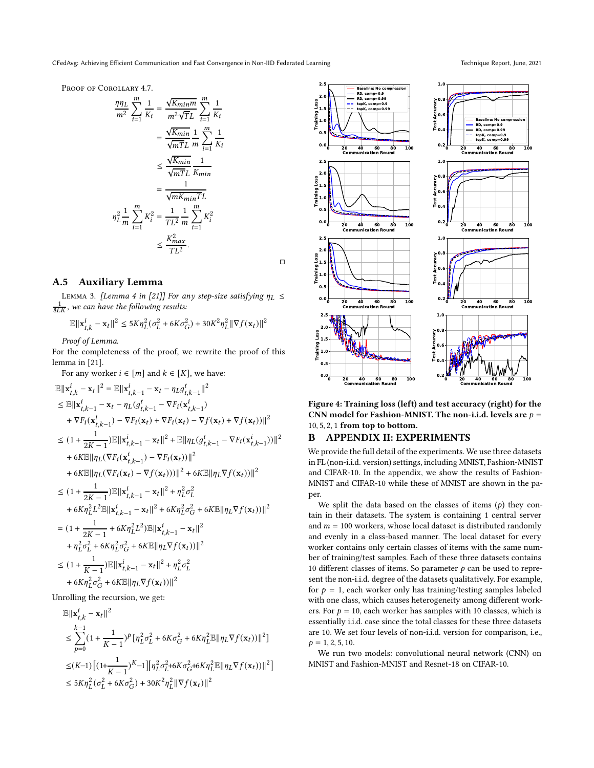Proof of Corollary 4.7.

$$
\begin{aligned}
\frac{\eta\eta_L}{m^2}\sum_{i=1}^{m}\frac{1}{K_i} &= \frac{\sqrt{K_{min}m}}{m^2\sqrt{T}L}\sum_{i=1}^{m}\frac{1}{K_i} \\
&= \frac{\sqrt{K_{min}}}{\sqrt{mT}L}\frac{1}{m}\sum_{i=1}^{m}\frac{1}{K_i} \\
&\leq \frac{\sqrt{K_{min}}}{\sqrt{mT}L}\frac{1}{K_{min}} \\
&= \frac{1}{\sqrt{mK_{min}T}L} \\
\eta_L^2\frac{1}{m}\sum_{i=1}^{m}K_i^2 &= \frac{1}{TL^2}\frac{1}{m}\sum_{i=1}^{m}K_i^2 \\
&\leq \frac{K_{max}^2}{TL^2}.
\end{aligned}
$$

□

## A.5 Auxiliary Lemma

Lemma 3. *[Lemma 4 in [21]] For any step-size satisfying $\eta_L \leq \frac{1}{8LK}$, we can have the following results:*

$$
\mathbb{E}\|\mathbf{x}_{t,k}^i - \mathbf{x}_t\|^2 \leq 5K\eta_L^2(\sigma_L^2 + 6K\sigma_G^2) + 30K^2\eta_L^2\|\nabla f(\mathbf{x}_t)\|^2
$$

*Proof of Lemma.*

For the completeness of the proof, we rewrite the proof of this lemma in [21].

For any worker $i \in [m]$ and $k \in [K]$, we have:

$$
\begin{aligned}
&\mathbb{E}\|\mathbf{x}_{t,k}^i - \mathbf{x}_t\|^2 = \mathbb{E}\|\mathbf{x}_{t,k-1}^i - \mathbf{x}_t - \eta_L g_{t,k-1}^t\|^2 \\
&\leq \mathbb{E}\|\mathbf{x}_{t,k-1}^i - \mathbf{x}_t - \eta_L(g_{t,k-1}^t - \nabla F_i(\mathbf{x}_{t,k-1}^i) \\
&\quad + \nabla F_i(\mathbf{x}_{t,k-1}^i) - \nabla F_i(\mathbf{x}_t) + \nabla F_i(\mathbf{x}_t) - \nabla f(\mathbf{x}_t) + \nabla f(\mathbf{x}_t))\|^2 \\
&\leq (1 + \frac{1}{2K-1})\mathbb{E}\|\mathbf{x}_{t,k-1}^i - \mathbf{x}_t\|^2 + \mathbb{E}\|\eta_L(g_{t,k-1}^t - \nabla F_i(\mathbf{x}_{t,k-1}^i))\|^2 \\
&\quad + 6K\mathbb{E}\|\eta_L(\nabla F_i(\mathbf{x}_{t,k-1}^i) - \nabla F_i(\mathbf{x}_t))\|^2 \\
&\quad + 6K\mathbb{E}\|\eta_L(\nabla F_i(\mathbf{x}_t) - \nabla f(\mathbf{x}_t)))\|^2 + 6K\mathbb{E}\|\eta_L\nabla f(\mathbf{x}_t))\|^2 \\
&\leq (1 + \frac{1}{2K-1})\mathbb{E}\|\mathbf{x}_{t,k-1}^i - \mathbf{x}_t\|^2 + \eta_L^2\sigma_L^2 \\
&\quad + 6K\eta_L^2L^2\mathbb{E}\|\mathbf{x}_{t,k-1}^i - \mathbf{x}_t\|^2 + 6K\eta_L^2\sigma_G^2 + 6K\mathbb{E}\|\eta_L\nabla f(\mathbf{x}_t))\|^2 \\
&= (1 + \frac{1}{2K-1} + 6K\eta_L^2L^2)\mathbb{E}\|\mathbf{x}_{t,k-1}^i - \mathbf{x}_t\|^2 \\
&\quad + \eta_L^2\sigma_L^2 + 6K\eta_L^2\sigma_G^2 + 6K\mathbb{E}\|\eta_L\nabla f(\mathbf{x}_t))\|^2 \\
&\leq (1 + \frac{1}{K-1})\mathbb{E}\|\mathbf{x}_{t,k-1}^i - \mathbf{x}_t\|^2 + \eta_L^2\sigma_L^2 \\
&\quad + 6K\eta_L^2\sigma_G^2 + 6K\mathbb{E}\|\eta_L\nabla f(\mathbf{x}_t))\|^2
\end{aligned}
$$

Unrolling the recursion, we get:

$$
\begin{aligned}
&\mathbb{E}\|\mathbf{x}_{t,k}^i - \mathbf{x}_t\|^2 \\
&\leq \sum_{p=0}^{k-1}(1 + \frac{1}{K-1})^p[\eta_L^2\sigma_L^2 + 6K\sigma_G^2 + 6K\eta_L^2\mathbb{E}\|\eta_L\nabla f(\mathbf{x}_t))\|^2] \\
&\leq (K-1)\left[(1+\frac{1}{K-1})^K - 1\right]\left[\eta_L^2\sigma_L^2 + 6K\sigma_G^2 + 6K\eta_L^2\mathbb{E}\|\eta_L\nabla f(\mathbf{x}_t))\|^2\right] \\
&\leq 5K\eta_L^2(\sigma_L^2 + 6K\sigma_G^2) + 30K^2\eta_L^2\|\nabla f(\mathbf{x}_t)\|^2
\end{aligned}
$$

**Figure 4: Training loss (left) and test accuracy (right) for the CNN model for Fashion-MNIST. The non-i.i.d. levels are $p = 10, 5, 2, 1$ from top to bottom.**

# B APPENDIX II: EXPERIMENTS

We provide the full detail of the experiments. We use three datasets in FL (non-i.i.d. version) settings, including MNIST, Fashion-MNIST and CIFAR-10. In the appendix, we show the results of Fashion-MNIST and CIFAR-10 while these of MNIST are shown in the paper.

We split the data based on the classes of items ($p$) they contain in their datasets. The system is containing 1 central server and $m = 100$ workers, whose local dataset is distributed randomly and evenly in a class-based manner. The local dataset for every worker contains only certain classes of items with the same number of training/test samples. Each of these three datasets contains 10 different classes of items. So parameter $p$ can be used to represent the non-i.i.d. degree of the datasets qualitatively. For example, for $p = 1$, each worker only has training/testing samples labeled with one class, which causes heterogeneity among different workers. For $p = 10$, each worker has samples with 10 classes, which is essentially i.i.d. case since the total classes for these three datasets are 10. We set four levels of non-i.i.d. version for comparison, i.e., $p = 1, 2, 5, 10$.

We run two models: convolutional neural network (CNN) on MNIST and Fashion-MNIST and Resnet-18 on CIFAR-10.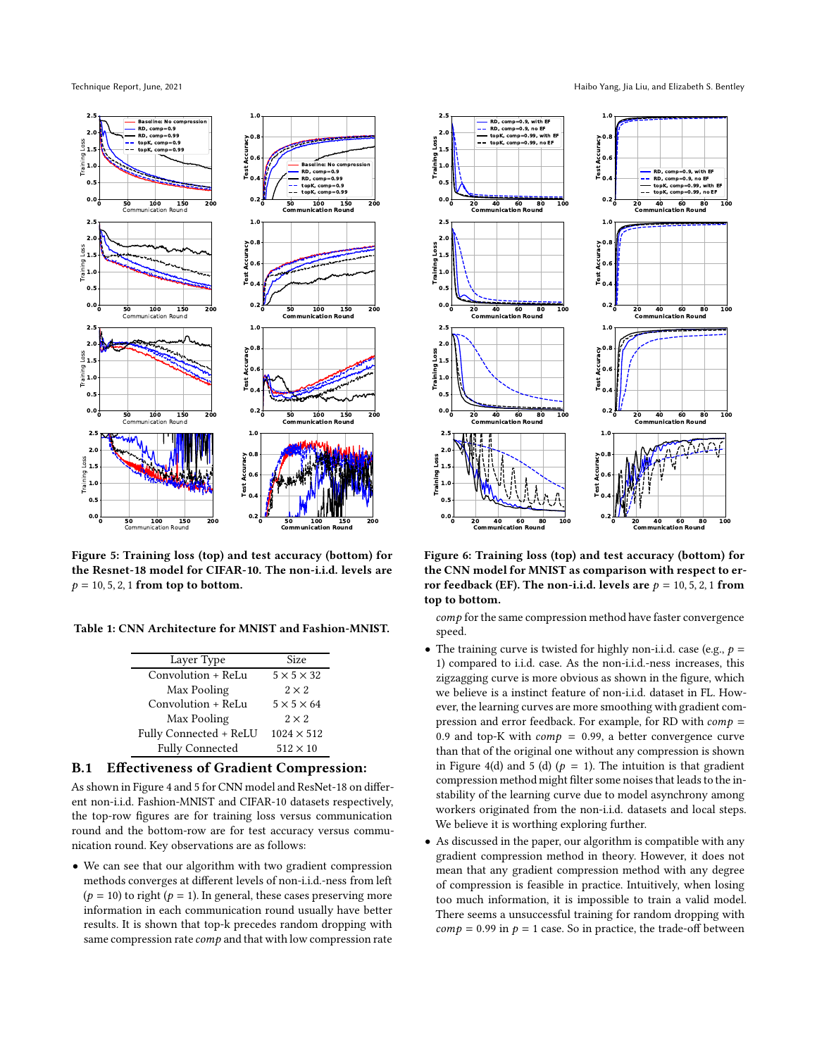Figure 5: Training loss (top) and test accuracy (bottom) for the Resnet-18 model for CIFAR-10. The non-i.i.d. levels are $p = 10, 5, 2, 1$ from top to bottom.

Figure 6: Training loss (top) and test accuracy (bottom) for the CNN model for MNIST as comparison with respect to error feedback (EF). The non-i.i.d. levels are $p = 10, 5, 2, 1$ from top to bottom.

Table 1: CNN Architecture for MNIST and Fashion-MNIST.

| Layer Type | Size |
|---|---|
| Convolution + ReLu | $5 \times 5 \times 32$ |
| Max Pooling | $2 \times 2$ |
| Convolution + ReLu | $5 \times 5 \times 64$ |
| Max Pooling | $2 \times 2$ |
| Fully Connected + ReLU | $1024 \times 512$ |
| Fully Connected | $512 \times 10$ |

## B.1 Effectiveness of Gradient Compression:

As shown in Figure 4 and 5 for CNN model and ResNet-18 on different non-i.i.d. Fashion-MNIST and CIFAR-10 datasets respectively, the top-row figures are for training loss versus communication round and the bottom-row are for test accuracy versus communication round. Key observations are as follows:

- We can see that our algorithm with two gradient compression methods converges at different levels of non-i.i.d.-ness from left ($p = 10$) to right ($p = 1$). In general, these cases preserving more information in each communication round usually have better results. It is shown that top-k precedes random dropping with same compression rate *comp* and that with low compression rate *comp* for the same compression method have faster convergence speed.
- The training curve is twisted for highly non-i.i.d. case (e.g., $p = 1$) compared to i.i.d. case. As the non-i.i.d.-ness increases, this zigzagging curve is more obvious as shown in the figure, which we believe is a instinct feature of non-i.i.d. dataset in FL. However, the learning curves are more smoothing with gradient compression and error feedback. For example, for RD with $comp = 0.9$ and top-K with $comp = 0.99$, a better convergence curve than that of the original one without any compression is shown in Figure 4(d) and 5 (d) ($p = 1$). The intuition is that gradient compression method might filter some noises that leads to the instability of the learning curve due to model asynchrony among workers originated from the non-i.i.d. datasets and local steps. We believe it is worthing exploring further.
- As discussed in the paper, our algorithm is compatible with any gradient compression method in theory. However, it does not mean that any gradient compression method with any degree of compression is feasible in practice. Intuitively, when losing too much information, it is impossible to train a valid model. There seems a unsuccessful training for random dropping with $comp = 0.99$ in $p = 1$ case. So in practice, the trade-off between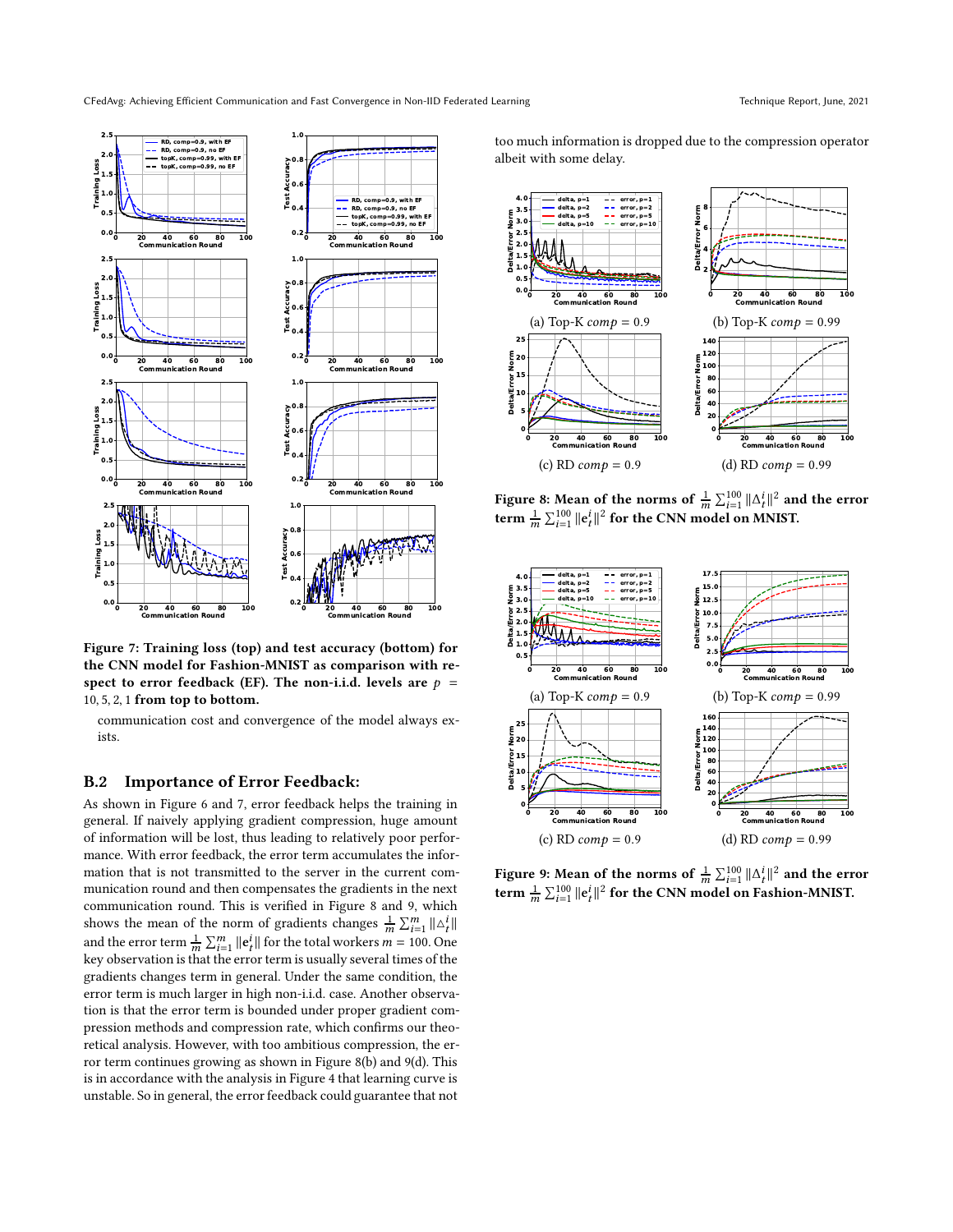Figure 7: Training loss (top) and test accuracy (bottom) for the CNN model for Fashion-MNIST as comparison with respect to error feedback (EF). The non-i.i.d. levels are $p = 10, 5, 2, 1$ from top to bottom.

communication cost and convergence of the model always exists.

## B.2 Importance of Error Feedback:

As shown in Figure 6 and 7, error feedback helps the training in general. If naively applying gradient compression, huge amount of information will be lost, thus leading to relatively poor performance. With error feedback, the error term accumulates the information that is not transmitted to the server in the current communication round and then compensates the gradients in the next communication round. This is verified in Figure 8 and 9, which shows the mean of the norm of gradients changes $\frac{1}{m}\sum_{i=1}^{m}\|\Delta_t^i\|$ and the error term $\frac{1}{m}\sum_{i=1}^{m}\|\mathbf{e}_t^i\|$ for the total workers $m = 100$. One key observation is that the error term is usually several times of the gradients changes term in general. Under the same condition, the error term is much larger in high non-i.i.d. case. Another observation is that the error term is bounded under proper gradient compression methods and compression rate, which confirms our theoretical analysis. However, with too ambitious compression, the error term continues growing as shown in Figure 8(b) and 9(d). This is in accordance with the analysis in Figure 4 that learning curve is unstable. So in general, the error feedback could guarantee that not too much information is dropped due to the compression operator albeit with some delay.

(a) Top-K $comp = 0.9$

(b) Top-K $comp = 0.99$

(c) RD $comp = 0.9$

(d) RD $comp = 0.99$

Figure 8: Mean of the norms of $\frac{1}{m}\sum_{i=1}^{100}\|\Delta_t^i\|^2$ and the error term $\frac{1}{m}\sum_{i=1}^{100}\|\mathbf{e}_t^i\|^2$ for the CNN model on MNIST.

(a) Top-K $comp = 0.9$

(b) Top-K $comp = 0.99$

(c) RD $comp = 0.9$

(d) RD $comp = 0.99$

Figure 9: Mean of the norms of $\frac{1}{m}\sum_{i=1}^{100}\|\Delta_t^i\|^2$ and the error term $\frac{1}{m}\sum_{i=1}^{100}\|\mathbf{e}_t^i\|^2$ for the CNN model on Fashion-MNIST.